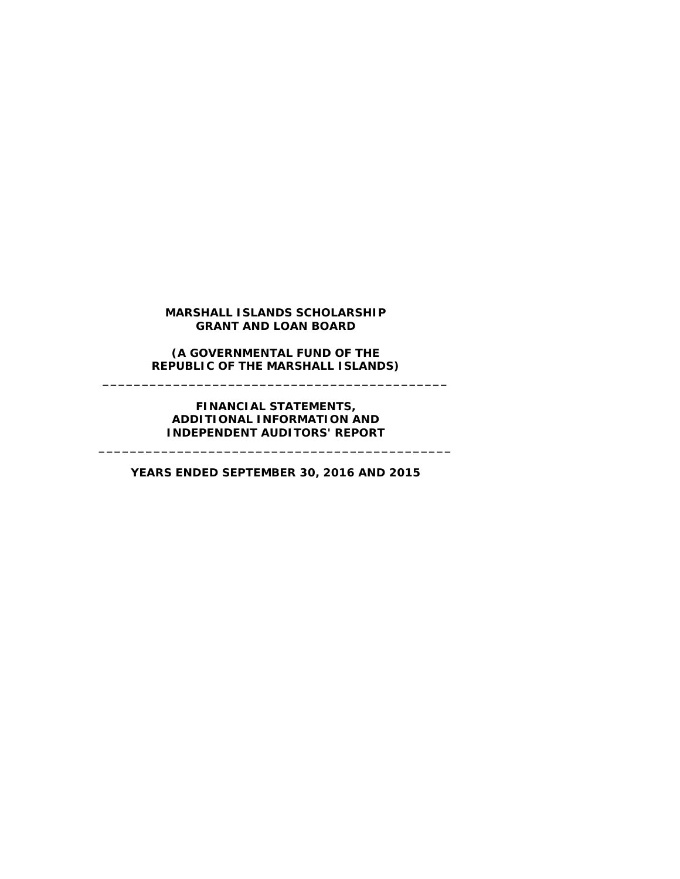# MARSHALL ISLANDS SCHOLARSHIP GRANT AND LOAN BOARD

**(A GOVERNMENTAL FUND OF THE REPUBLIC OF THE MARSHALL ISLANDS)**

---

**FINANCIAL STATEMENTS, ADDITIONAL INFORMATION AND INDEPENDENT AUDITORS' REPORT**

---

**YEARS ENDED SEPTEMBER 30, 2016 AND 2015**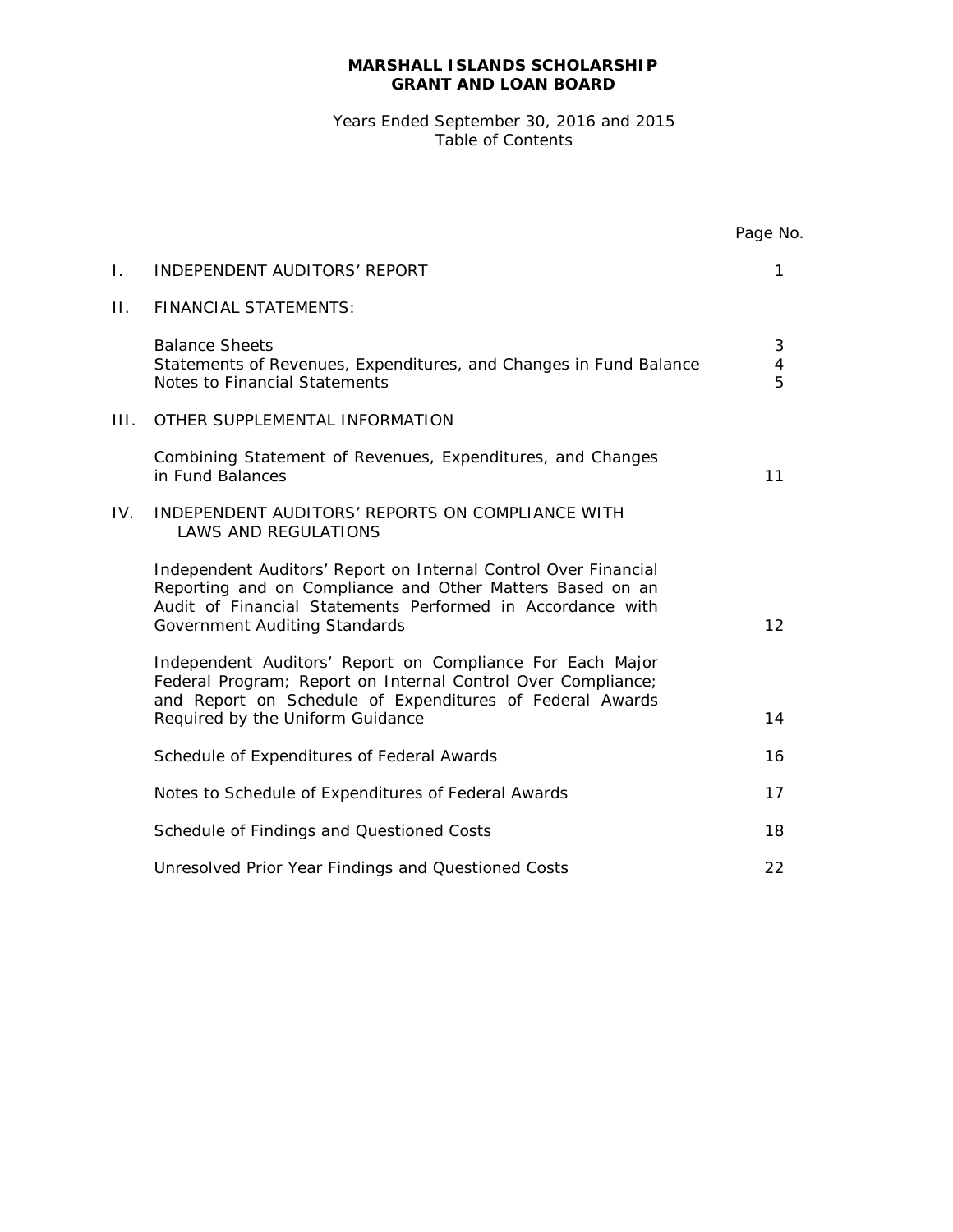**MARSHALL ISLANDS SCHOLARSHIP GRANT AND LOAN BOARD**

Years Ended September 30, 2016 and 2015
Table of Contents

| | | Page No. |
|---|---|---|
| I. | INDEPENDENT AUDITORS' REPORT | 1 |
| II. | FINANCIAL STATEMENTS: | |
| | Balance Sheets | 3 |
| | Statements of Revenues, Expenditures, and Changes in Fund Balance | 4 |
| | Notes to Financial Statements | 5 |
| III. | OTHER SUPPLEMENTAL INFORMATION | |
| | Combining Statement of Revenues, Expenditures, and Changes in Fund Balances | 11 |
| IV. | INDEPENDENT AUDITORS' REPORTS ON COMPLIANCE WITH LAWS AND REGULATIONS | |
| | Independent Auditors' Report on Internal Control Over Financial Reporting and on Compliance and Other Matters Based on an Audit of Financial Statements Performed in Accordance with Government Auditing Standards | 12 |
| | Independent Auditors' Report on Compliance For Each Major Federal Program; Report on Internal Control Over Compliance; and Report on Schedule of Expenditures of Federal Awards Required by the Uniform Guidance | 14 |
| | Schedule of Expenditures of Federal Awards | 16 |
| | Notes to Schedule of Expenditures of Federal Awards | 17 |
| | Schedule of Findings and Questioned Costs | 18 |
| | Unresolved Prior Year Findings and Questioned Costs | 22 |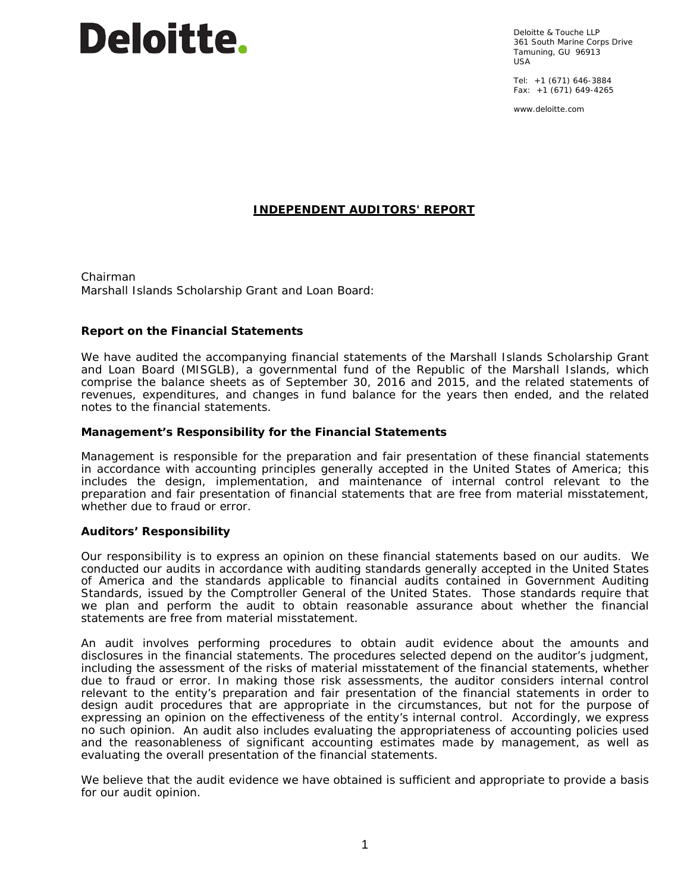Deloitte.

Deloitte & Touche LLP
361 South Marine Corps Drive
Tamuning, GU 96913
USA

Tel: +1 (671) 646-3884
Fax: +1 (671) 649-4265

www.deloitte.com

# INDEPENDENT AUDITORS' REPORT

Chairman
Marshall Islands Scholarship Grant and Loan Board:

### Report on the Financial Statements

We have audited the accompanying financial statements of the Marshall Islands Scholarship Grant and Loan Board (MISGLB), a governmental fund of the Republic of the Marshall Islands, which comprise the balance sheets as of September 30, 2016 and 2015, and the related statements of revenues, expenditures, and changes in fund balance for the years then ended, and the related notes to the financial statements.

### Management's Responsibility for the Financial Statements

Management is responsible for the preparation and fair presentation of these financial statements in accordance with accounting principles generally accepted in the United States of America; this includes the design, implementation, and maintenance of internal control relevant to the preparation and fair presentation of financial statements that are free from material misstatement, whether due to fraud or error.

### Auditors' Responsibility

Our responsibility is to express an opinion on these financial statements based on our audits. We conducted our audits in accordance with auditing standards generally accepted in the United States of America and the standards applicable to financial audits contained in Government Auditing Standards, issued by the Comptroller General of the United States. Those standards require that we plan and perform the audit to obtain reasonable assurance about whether the financial statements are free from material misstatement.

An audit involves performing procedures to obtain audit evidence about the amounts and disclosures in the financial statements. The procedures selected depend on the auditor's judgment, including the assessment of the risks of material misstatement of the financial statements, whether due to fraud or error. In making those risk assessments, the auditor considers internal control relevant to the entity's preparation and fair presentation of the financial statements in order to design audit procedures that are appropriate in the circumstances, but not for the purpose of expressing an opinion on the effectiveness of the entity's internal control. Accordingly, we express no such opinion. An audit also includes evaluating the appropriateness of accounting policies used and the reasonableness of significant accounting estimates made by management, as well as evaluating the overall presentation of the financial statements.

We believe that the audit evidence we have obtained is sufficient and appropriate to provide a basis for our audit opinion.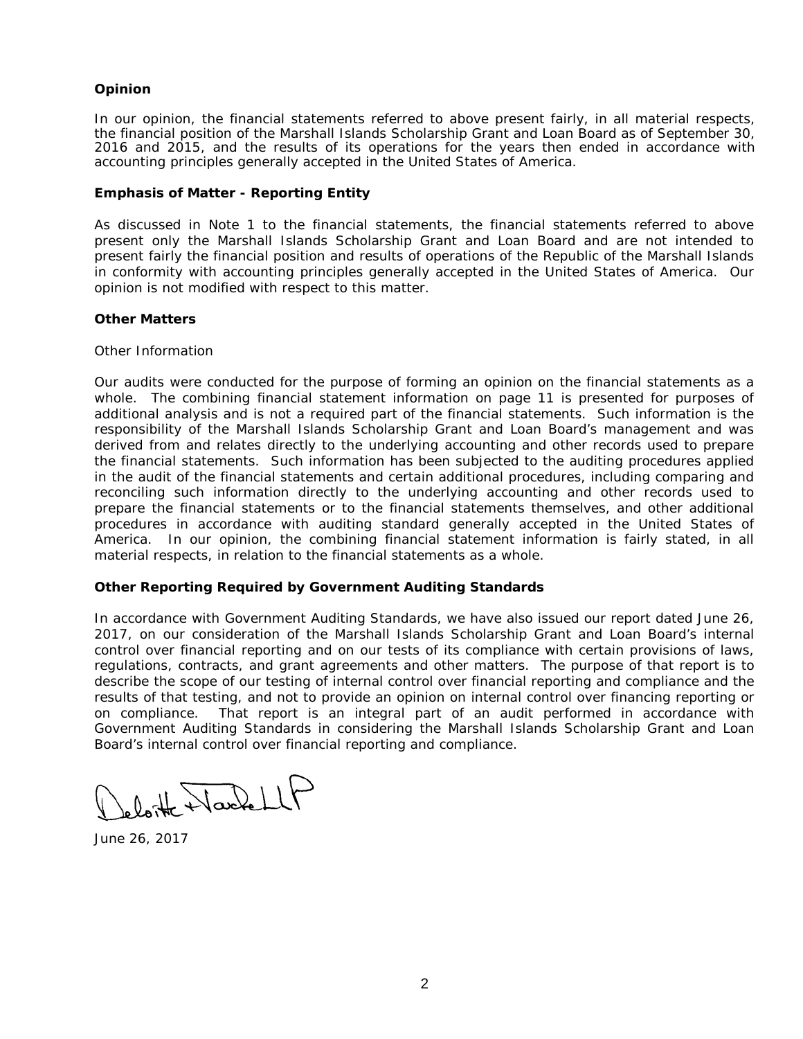## Opinion

In our opinion, the financial statements referred to above present fairly, in all material respects, the financial position of the Marshall Islands Scholarship Grant and Loan Board as of September 30, 2016 and 2015, and the results of its operations for the years then ended in accordance with accounting principles generally accepted in the United States of America.

## Emphasis of Matter - Reporting Entity

As discussed in Note 1 to the financial statements, the financial statements referred to above present only the Marshall Islands Scholarship Grant and Loan Board and are not intended to present fairly the financial position and results of operations of the Republic of the Marshall Islands in conformity with accounting principles generally accepted in the United States of America. Our opinion is not modified with respect to this matter.

## Other Matters

Other Information

Our audits were conducted for the purpose of forming an opinion on the financial statements as a whole. The combining financial statement information on page 11 is presented for purposes of additional analysis and is not a required part of the financial statements. Such information is the responsibility of the Marshall Islands Scholarship Grant and Loan Board's management and was derived from and relates directly to the underlying accounting and other records used to prepare the financial statements. Such information has been subjected to the auditing procedures applied in the audit of the financial statements and certain additional procedures, including comparing and reconciling such information directly to the underlying accounting and other records used to prepare the financial statements or to the financial statements themselves, and other additional procedures in accordance with auditing standard generally accepted in the United States of America. In our opinion, the combining financial statement information is fairly stated, in all material respects, in relation to the financial statements as a whole.

## Other Reporting Required by Government Auditing Standards

In accordance with Government Auditing Standards, we have also issued our report dated June 26, 2017, on our consideration of the Marshall Islands Scholarship Grant and Loan Board's internal control over financial reporting and on our tests of its compliance with certain provisions of laws, regulations, contracts, and grant agreements and other matters. The purpose of that report is to describe the scope of our testing of internal control over financial reporting and compliance and the results of that testing, and not to provide an opinion on internal control over financing reporting or on compliance. That report is an integral part of an audit performed in accordance with Government Auditing Standards in considering the Marshall Islands Scholarship Grant and Loan Board's internal control over financial reporting and compliance.

Deloitte & Touche LLP

June 26, 2017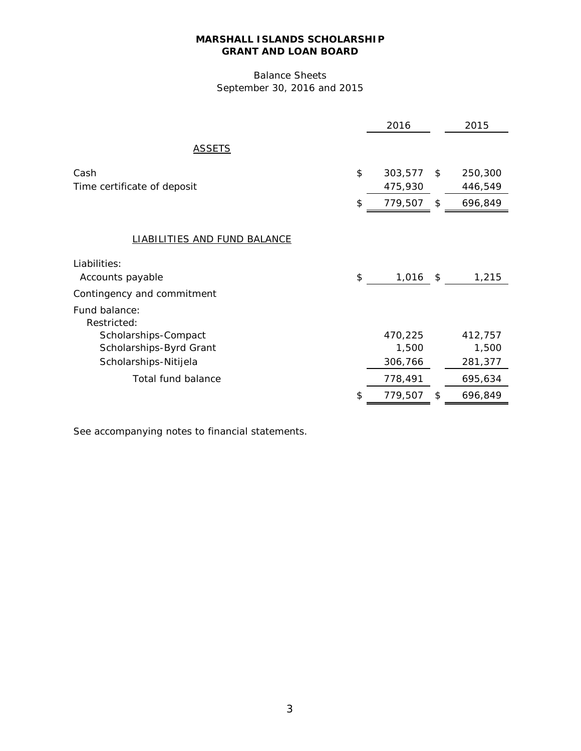**MARSHALL ISLANDS SCHOLARSHIP**
**GRANT AND LOAN BOARD**

Balance Sheets
September 30, 2016 and 2015

| | 2016 | 2015 |
|---|---|---|
| ASSETS | | |
| Cash | $ 303,577 | $ 250,300 |
| Time certificate of deposit | 475,930 | 446,549 |
| | $ 779,507 | $ 696,849 |
| LIABILITIES AND FUND BALANCE | | |
| Liabilities: | | |
| Accounts payable | $ 1,016 | $ 1,215 |
| Contingency and commitment | | |
| Fund balance: | | |
| Restricted: | | |
| Scholarships-Compact | 470,225 | 412,757 |
| Scholarships-Byrd Grant | 1,500 | 1,500 |
| Scholarships-Nitijela | 306,766 | 281,377 |
| Total fund balance | 778,491 | 695,634 |
| | $ 779,507 | $ 696,849 |

See accompanying notes to financial statements.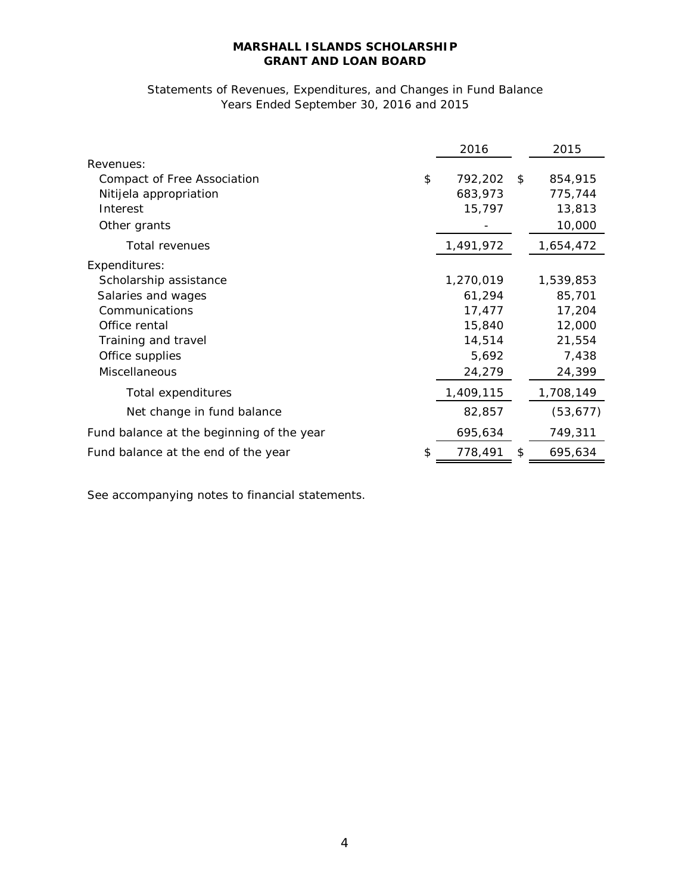**MARSHALL ISLANDS SCHOLARSHIP**
**GRANT AND LOAN BOARD**

Statements of Revenues, Expenditures, and Changes in Fund Balance
Years Ended September 30, 2016 and 2015

| | 2016 | 2015 |
|---|---|---|
| Revenues: | | |
| Compact of Free Association | $ 792,202 | $ 854,915 |
| Nitijela appropriation | 683,973 | 775,744 |
| Interest | 15,797 | 13,813 |
| Other grants | - | 10,000 |
| Total revenues | 1,491,972 | 1,654,472 |
| Expenditures: | | |
| Scholarship assistance | 1,270,019 | 1,539,853 |
| Salaries and wages | 61,294 | 85,701 |
| Communications | 17,477 | 17,204 |
| Office rental | 15,840 | 12,000 |
| Training and travel | 14,514 | 21,554 |
| Office supplies | 5,692 | 7,438 |
| Miscellaneous | 24,279 | 24,399 |
| Total expenditures | 1,409,115 | 1,708,149 |
| Net change in fund balance | 82,857 | (53,677) |
| Fund balance at the beginning of the year | 695,634 | 749,311 |
| Fund balance at the end of the year | $ 778,491 | $ 695,634 |

See accompanying notes to financial statements.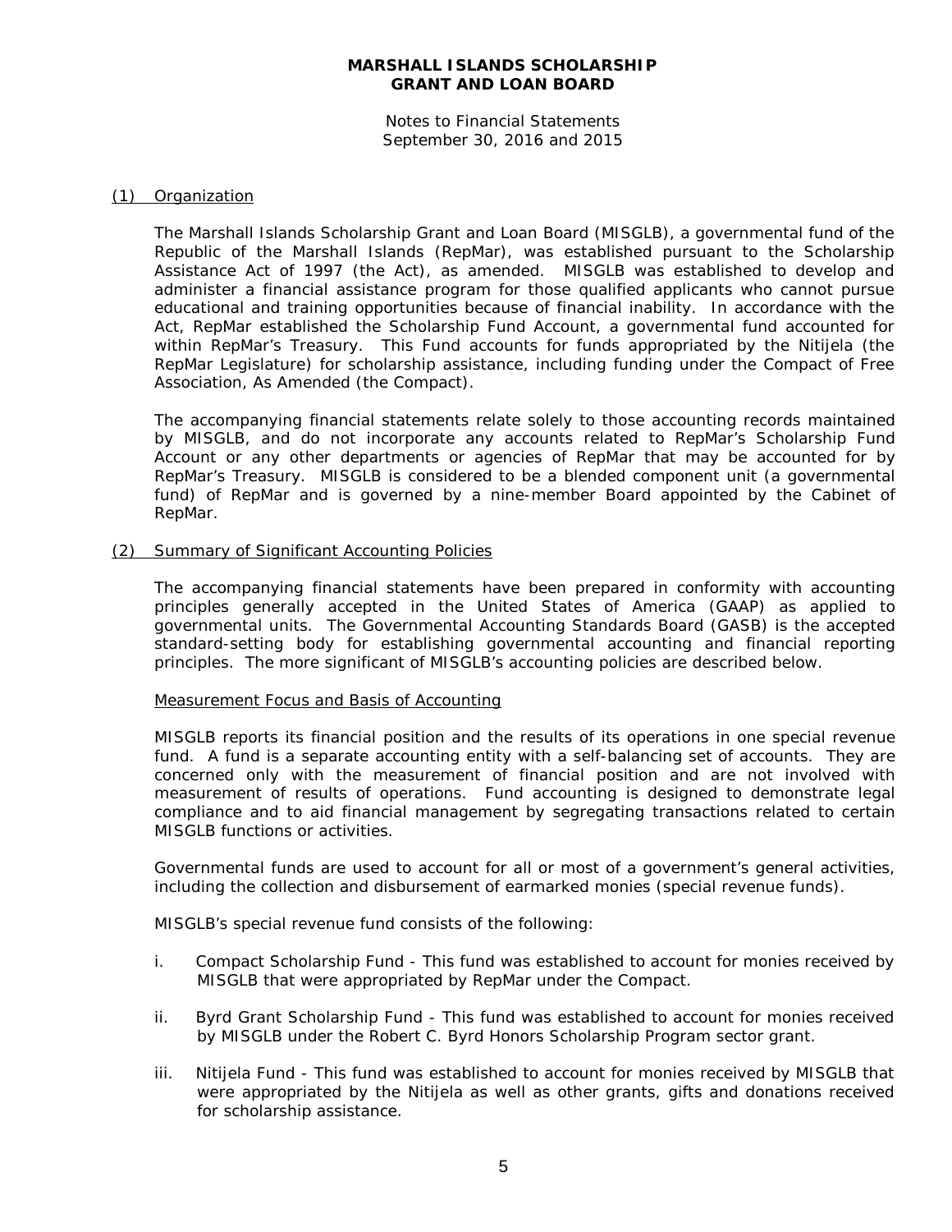**MARSHALL ISLANDS SCHOLARSHIP GRANT AND LOAN BOARD**

Notes to Financial Statements
September 30, 2016 and 2015

(1) Organization

The Marshall Islands Scholarship Grant and Loan Board (MISGLB), a governmental fund of the Republic of the Marshall Islands (RepMar), was established pursuant to the Scholarship Assistance Act of 1997 (the Act), as amended. MISGLB was established to develop and administer a financial assistance program for those qualified applicants who cannot pursue educational and training opportunities because of financial inability. In accordance with the Act, RepMar established the Scholarship Fund Account, a governmental fund accounted for within RepMar's Treasury. This Fund accounts for funds appropriated by the Nitijela (the RepMar Legislature) for scholarship assistance, including funding under the Compact of Free Association, As Amended (the Compact).

The accompanying financial statements relate solely to those accounting records maintained by MISGLB, and do not incorporate any accounts related to RepMar's Scholarship Fund Account or any other departments or agencies of RepMar that may be accounted for by RepMar's Treasury. MISGLB is considered to be a blended component unit (a governmental fund) of RepMar and is governed by a nine-member Board appointed by the Cabinet of RepMar.

(2) Summary of Significant Accounting Policies

The accompanying financial statements have been prepared in conformity with accounting principles generally accepted in the United States of America (GAAP) as applied to governmental units. The Governmental Accounting Standards Board (GASB) is the accepted standard-setting body for establishing governmental accounting and financial reporting principles. The more significant of MISGLB's accounting policies are described below.

Measurement Focus and Basis of Accounting

MISGLB reports its financial position and the results of its operations in one special revenue fund. A fund is a separate accounting entity with a self-balancing set of accounts. They are concerned only with the measurement of financial position and are not involved with measurement of results of operations. Fund accounting is designed to demonstrate legal compliance and to aid financial management by segregating transactions related to certain MISGLB functions or activities.

Governmental funds are used to account for all or most of a government's general activities, including the collection and disbursement of earmarked monies (special revenue funds).

MISGLB's special revenue fund consists of the following:

i. Compact Scholarship Fund - This fund was established to account for monies received by MISGLB that were appropriated by RepMar under the Compact.

ii. Byrd Grant Scholarship Fund - This fund was established to account for monies received by MISGLB under the Robert C. Byrd Honors Scholarship Program sector grant.

iii. Nitijela Fund - This fund was established to account for monies received by MISGLB that were appropriated by the Nitijela as well as other grants, gifts and donations received for scholarship assistance.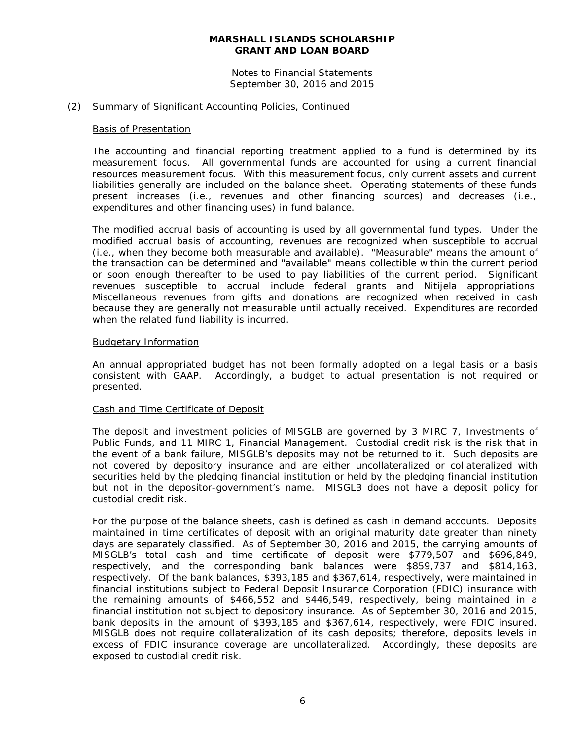**MARSHALL ISLANDS SCHOLARSHIP GRANT AND LOAN BOARD**

Notes to Financial Statements
September 30, 2016 and 2015

(2) Summary of Significant Accounting Policies, Continued

Basis of Presentation

The accounting and financial reporting treatment applied to a fund is determined by its measurement focus. All governmental funds are accounted for using a current financial resources measurement focus. With this measurement focus, only current assets and current liabilities generally are included on the balance sheet. Operating statements of these funds present increases (i.e., revenues and other financing sources) and decreases (i.e., expenditures and other financing uses) in fund balance.

The modified accrual basis of accounting is used by all governmental fund types. Under the modified accrual basis of accounting, revenues are recognized when susceptible to accrual (i.e., when they become both measurable and available). "Measurable" means the amount of the transaction can be determined and "available" means collectible within the current period or soon enough thereafter to be used to pay liabilities of the current period. Significant revenues susceptible to accrual include federal grants and Nitijela appropriations. Miscellaneous revenues from gifts and donations are recognized when received in cash because they are generally not measurable until actually received. Expenditures are recorded when the related fund liability is incurred.

Budgetary Information

An annual appropriated budget has not been formally adopted on a legal basis or a basis consistent with GAAP. Accordingly, a budget to actual presentation is not required or presented.

Cash and Time Certificate of Deposit

The deposit and investment policies of MISGLB are governed by 3 MIRC 7, Investments of Public Funds, and 11 MIRC 1, Financial Management. Custodial credit risk is the risk that in the event of a bank failure, MISGLB's deposits may not be returned to it. Such deposits are not covered by depository insurance and are either uncollateralized or collateralized with securities held by the pledging financial institution or held by the pledging financial institution but not in the depositor-government's name. MISGLB does not have a deposit policy for custodial credit risk.

For the purpose of the balance sheets, cash is defined as cash in demand accounts. Deposits maintained in time certificates of deposit with an original maturity date greater than ninety days are separately classified. As of September 30, 2016 and 2015, the carrying amounts of MISGLB's total cash and time certificate of deposit were $779,507 and $696,849, respectively, and the corresponding bank balances were $859,737 and $814,163, respectively. Of the bank balances, $393,185 and $367,614, respectively, were maintained in financial institutions subject to Federal Deposit Insurance Corporation (FDIC) insurance with the remaining amounts of $466,552 and $446,549, respectively, being maintained in a financial institution not subject to depository insurance. As of September 30, 2016 and 2015, bank deposits in the amount of $393,185 and $367,614, respectively, were FDIC insured. MISGLB does not require collateralization of its cash deposits; therefore, deposits levels in excess of FDIC insurance coverage are uncollateralized. Accordingly, these deposits are exposed to custodial credit risk.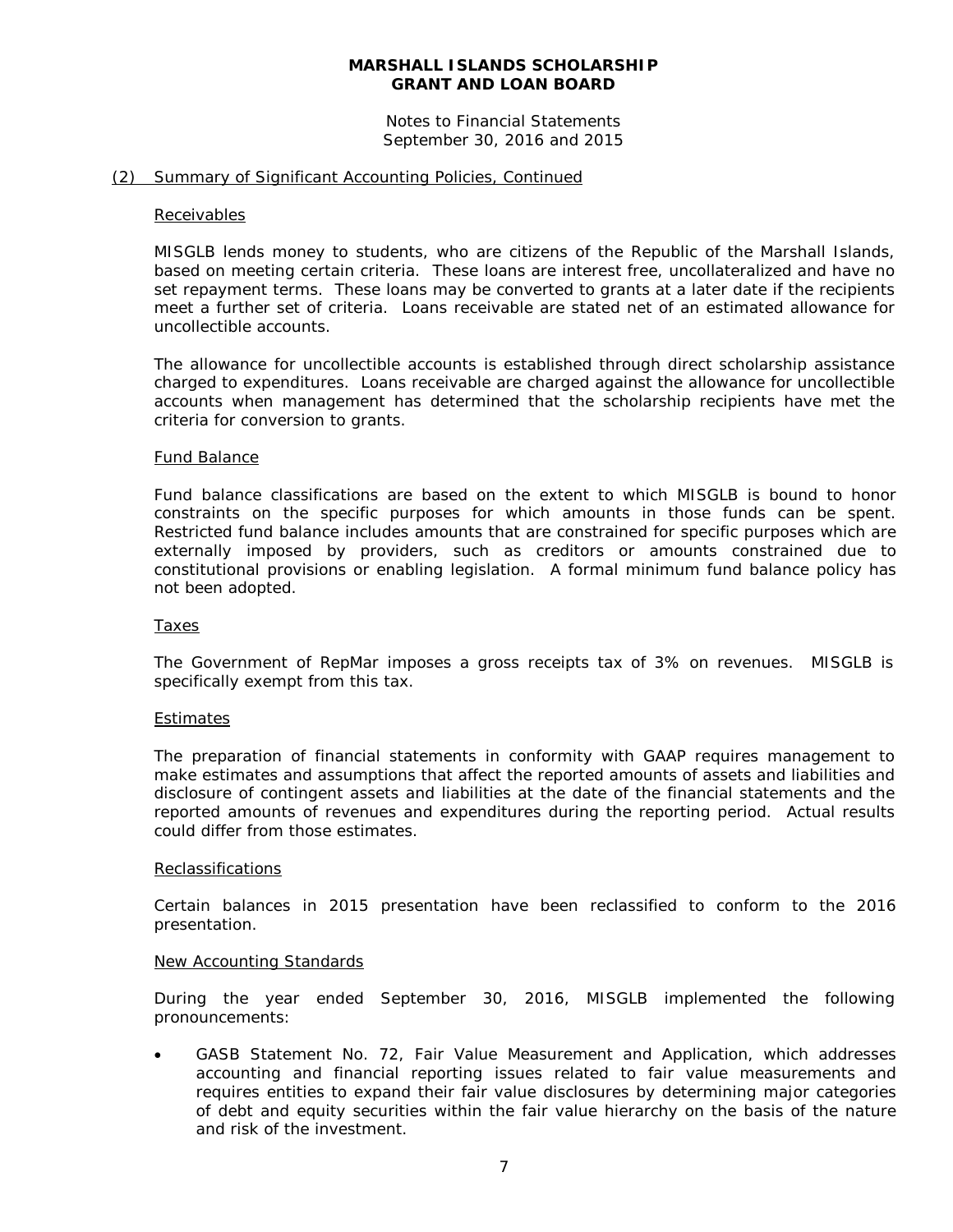**MARSHALL ISLANDS SCHOLARSHIP GRANT AND LOAN BOARD**

Notes to Financial Statements
September 30, 2016 and 2015

(2) Summary of Significant Accounting Policies, Continued

Receivables

MISGLB lends money to students, who are citizens of the Republic of the Marshall Islands, based on meeting certain criteria. These loans are interest free, uncollateralized and have no set repayment terms. These loans may be converted to grants at a later date if the recipients meet a further set of criteria. Loans receivable are stated net of an estimated allowance for uncollectible accounts.

The allowance for uncollectible accounts is established through direct scholarship assistance charged to expenditures. Loans receivable are charged against the allowance for uncollectible accounts when management has determined that the scholarship recipients have met the criteria for conversion to grants.

Fund Balance

Fund balance classifications are based on the extent to which MISGLB is bound to honor constraints on the specific purposes for which amounts in those funds can be spent. Restricted fund balance includes amounts that are constrained for specific purposes which are externally imposed by providers, such as creditors or amounts constrained due to constitutional provisions or enabling legislation. A formal minimum fund balance policy has not been adopted.

Taxes

The Government of RepMar imposes a gross receipts tax of 3% on revenues. MISGLB is specifically exempt from this tax.

Estimates

The preparation of financial statements in conformity with GAAP requires management to make estimates and assumptions that affect the reported amounts of assets and liabilities and disclosure of contingent assets and liabilities at the date of the financial statements and the reported amounts of revenues and expenditures during the reporting period. Actual results could differ from those estimates.

Reclassifications

Certain balances in 2015 presentation have been reclassified to conform to the 2016 presentation.

New Accounting Standards

During the year ended September 30, 2016, MISGLB implemented the following pronouncements:

- GASB Statement No. 72, Fair Value Measurement and Application, which addresses accounting and financial reporting issues related to fair value measurements and requires entities to expand their fair value disclosures by determining major categories of debt and equity securities within the fair value hierarchy on the basis of the nature and risk of the investment.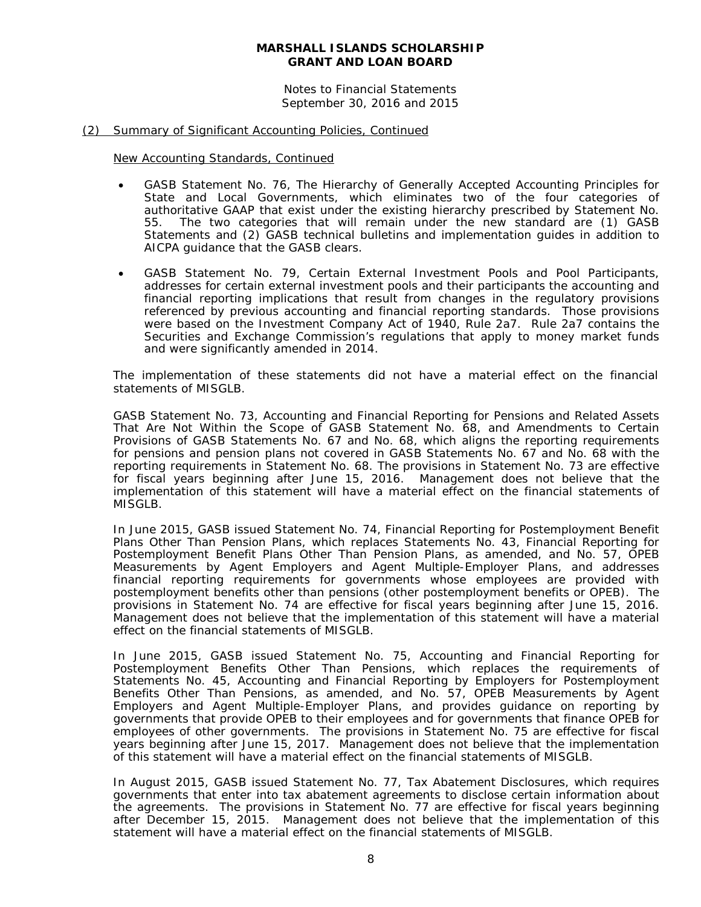# MARSHALL ISLANDS SCHOLARSHIP GRANT AND LOAN BOARD

Notes to Financial Statements
September 30, 2016 and 2015

## (2) Summary of Significant Accounting Policies, Continued

### New Accounting Standards, Continued

- GASB Statement No. 76, The Hierarchy of Generally Accepted Accounting Principles for State and Local Governments, which eliminates two of the four categories of authoritative GAAP that exist under the existing hierarchy prescribed by Statement No. 55. The two categories that will remain under the new standard are (1) GASB Statements and (2) GASB technical bulletins and implementation guides in addition to AICPA guidance that the GASB clears.

- GASB Statement No. 79, Certain External Investment Pools and Pool Participants, addresses for certain external investment pools and their participants the accounting and financial reporting implications that result from changes in the regulatory provisions referenced by previous accounting and financial reporting standards. Those provisions were based on the Investment Company Act of 1940, Rule 2a7. Rule 2a7 contains the Securities and Exchange Commission's regulations that apply to money market funds and were significantly amended in 2014.

The implementation of these statements did not have a material effect on the financial statements of MISGLB.

GASB Statement No. 73, Accounting and Financial Reporting for Pensions and Related Assets That Are Not Within the Scope of GASB Statement No. 68, and Amendments to Certain Provisions of GASB Statements No. 67 and No. 68, which aligns the reporting requirements for pensions and pension plans not covered in GASB Statements No. 67 and No. 68 with the reporting requirements in Statement No. 68. The provisions in Statement No. 73 are effective for fiscal years beginning after June 15, 2016. Management does not believe that the implementation of this statement will have a material effect on the financial statements of MISGLB.

In June 2015, GASB issued Statement No. 74, Financial Reporting for Postemployment Benefit Plans Other Than Pension Plans, which replaces Statements No. 43, Financial Reporting for Postemployment Benefit Plans Other Than Pension Plans, as amended, and No. 57, OPEB Measurements by Agent Employers and Agent Multiple-Employer Plans, and addresses financial reporting requirements for governments whose employees are provided with postemployment benefits other than pensions (other postemployment benefits or OPEB). The provisions in Statement No. 74 are effective for fiscal years beginning after June 15, 2016. Management does not believe that the implementation of this statement will have a material effect on the financial statements of MISGLB.

In June 2015, GASB issued Statement No. 75, Accounting and Financial Reporting for Postemployment Benefits Other Than Pensions, which replaces the requirements of Statements No. 45, Accounting and Financial Reporting by Employers for Postemployment Benefits Other Than Pensions, as amended, and No. 57, OPEB Measurements by Agent Employers and Agent Multiple-Employer Plans, and provides guidance on reporting by governments that provide OPEB to their employees and for governments that finance OPEB for employees of other governments. The provisions in Statement No. 75 are effective for fiscal years beginning after June 15, 2017. Management does not believe that the implementation of this statement will have a material effect on the financial statements of MISGLB.

In August 2015, GASB issued Statement No. 77, Tax Abatement Disclosures, which requires governments that enter into tax abatement agreements to disclose certain information about the agreements. The provisions in Statement No. 77 are effective for fiscal years beginning after December 15, 2015. Management does not believe that the implementation of this statement will have a material effect on the financial statements of MISGLB.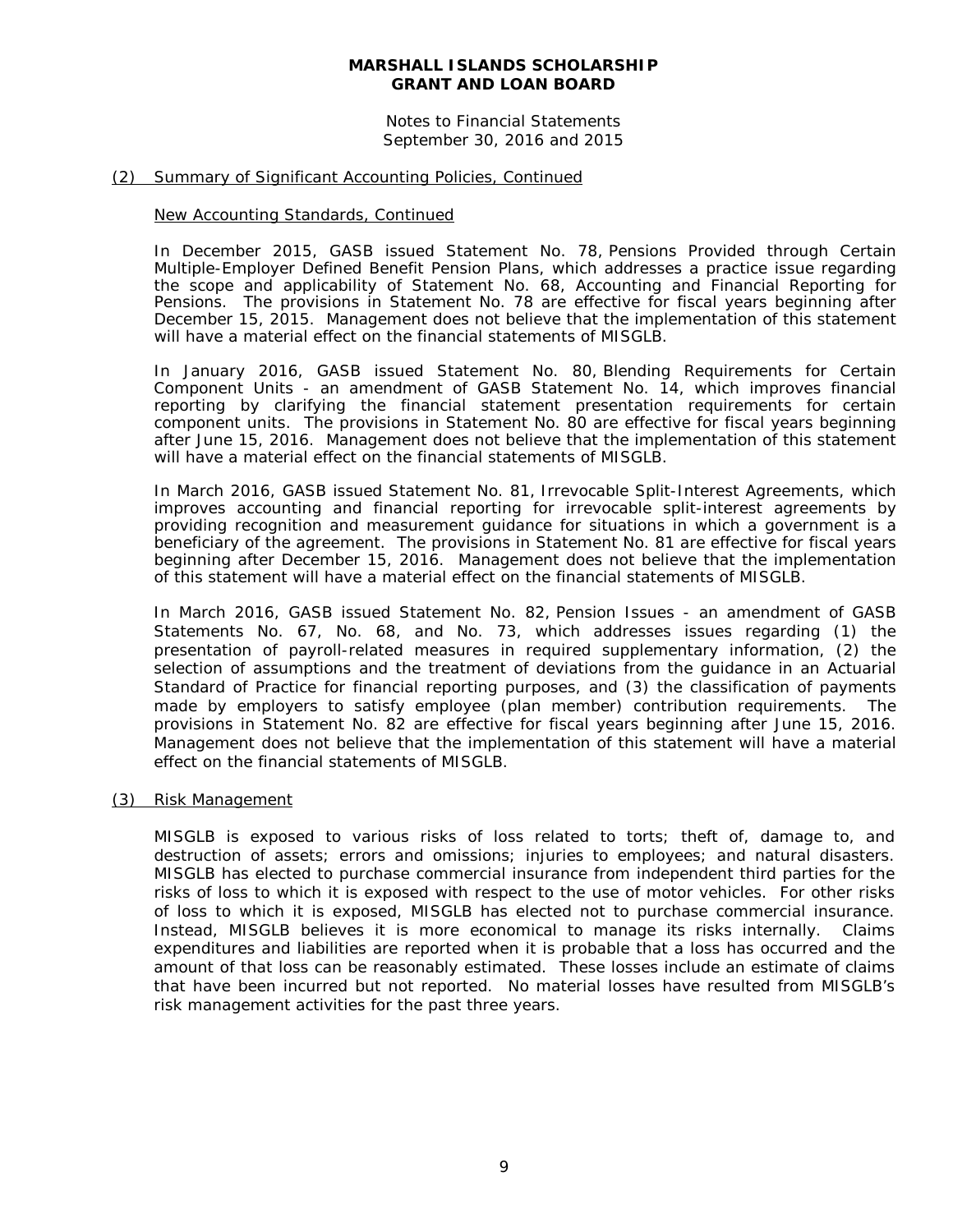**MARSHALL ISLANDS SCHOLARSHIP GRANT AND LOAN BOARD**

Notes to Financial Statements
September 30, 2016 and 2015

## (2) Summary of Significant Accounting Policies, Continued

### New Accounting Standards, Continued

In December 2015, GASB issued Statement No. 78, Pensions Provided through Certain Multiple-Employer Defined Benefit Pension Plans, which addresses a practice issue regarding the scope and applicability of Statement No. 68, Accounting and Financial Reporting for Pensions. The provisions in Statement No. 78 are effective for fiscal years beginning after December 15, 2015. Management does not believe that the implementation of this statement will have a material effect on the financial statements of MISGLB.

In January 2016, GASB issued Statement No. 80, Blending Requirements for Certain Component Units - an amendment of GASB Statement No. 14, which improves financial reporting by clarifying the financial statement presentation requirements for certain component units. The provisions in Statement No. 80 are effective for fiscal years beginning after June 15, 2016. Management does not believe that the implementation of this statement will have a material effect on the financial statements of MISGLB.

In March 2016, GASB issued Statement No. 81, Irrevocable Split-Interest Agreements, which improves accounting and financial reporting for irrevocable split-interest agreements by providing recognition and measurement guidance for situations in which a government is a beneficiary of the agreement. The provisions in Statement No. 81 are effective for fiscal years beginning after December 15, 2016. Management does not believe that the implementation of this statement will have a material effect on the financial statements of MISGLB.

In March 2016, GASB issued Statement No. 82, Pension Issues - an amendment of GASB Statements No. 67, No. 68, and No. 73, which addresses issues regarding (1) the presentation of payroll-related measures in required supplementary information, (2) the selection of assumptions and the treatment of deviations from the guidance in an Actuarial Standard of Practice for financial reporting purposes, and (3) the classification of payments made by employers to satisfy employee (plan member) contribution requirements. The provisions in Statement No. 82 are effective for fiscal years beginning after June 15, 2016. Management does not believe that the implementation of this statement will have a material effect on the financial statements of MISGLB.

## (3) Risk Management

MISGLB is exposed to various risks of loss related to torts; theft of, damage to, and destruction of assets; errors and omissions; injuries to employees; and natural disasters. MISGLB has elected to purchase commercial insurance from independent third parties for the risks of loss to which it is exposed with respect to the use of motor vehicles. For other risks of loss to which it is exposed, MISGLB has elected not to purchase commercial insurance. Instead, MISGLB believes it is more economical to manage its risks internally. Claims expenditures and liabilities are reported when it is probable that a loss has occurred and the amount of that loss can be reasonably estimated. These losses include an estimate of claims that have been incurred but not reported. No material losses have resulted from MISGLB's risk management activities for the past three years.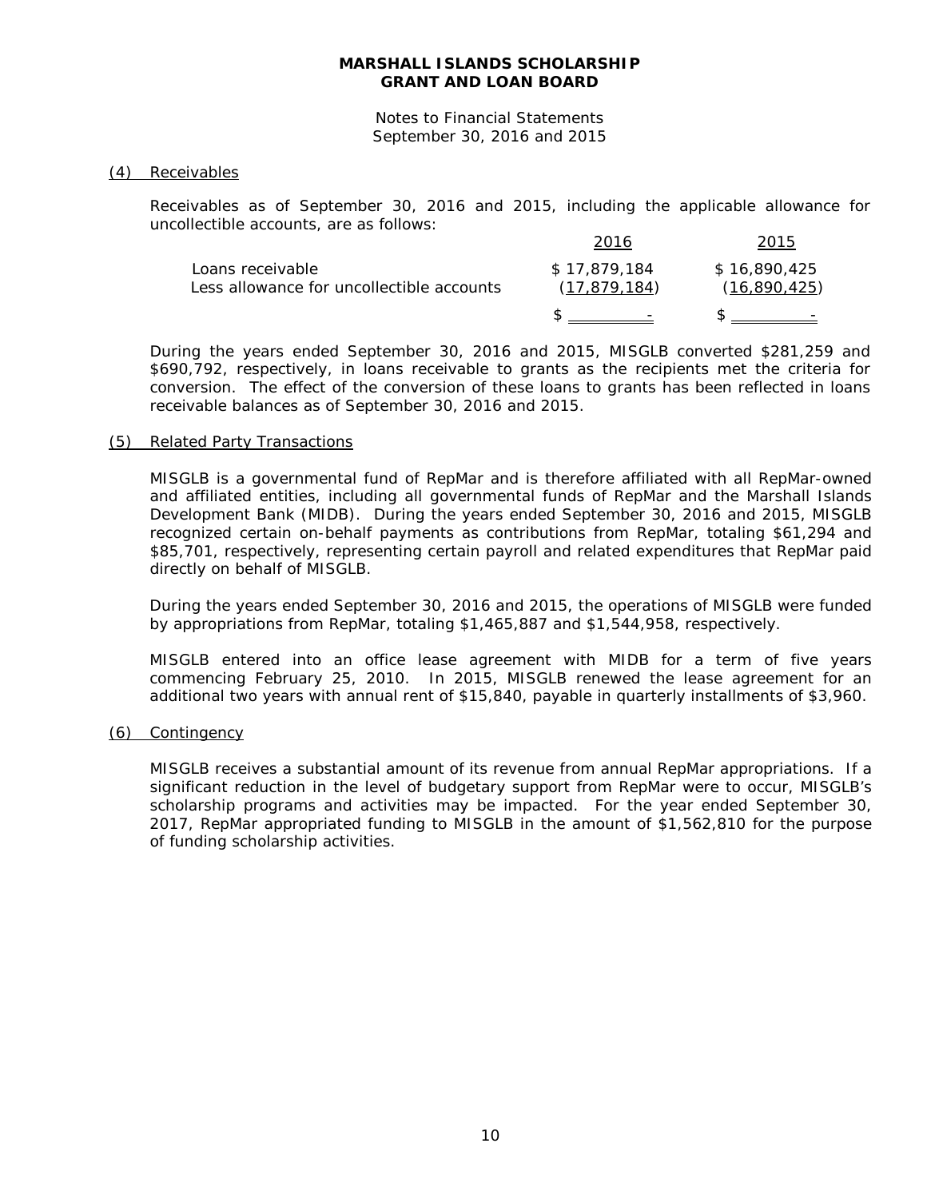**MARSHALL ISLANDS SCHOLARSHIP GRANT AND LOAN BOARD**

Notes to Financial Statements
September 30, 2016 and 2015

## (4) Receivables

Receivables as of September 30, 2016 and 2015, including the applicable allowance for uncollectible accounts, are as follows:

| | 2016 | 2015 |
|---|---|---|
| Loans receivable | $ 17,879,184 | $ 16,890,425 |
| Less allowance for uncollectible accounts | (17,879,184) | (16,890,425) |
| | $ - | $ - |

During the years ended September 30, 2016 and 2015, MISGLB converted $281,259 and $690,792, respectively, in loans receivable to grants as the recipients met the criteria for conversion. The effect of the conversion of these loans to grants has been reflected in loans receivable balances as of September 30, 2016 and 2015.

## (5) Related Party Transactions

MISGLB is a governmental fund of RepMar and is therefore affiliated with all RepMar-owned and affiliated entities, including all governmental funds of RepMar and the Marshall Islands Development Bank (MIDB). During the years ended September 30, 2016 and 2015, MISGLB recognized certain on-behalf payments as contributions from RepMar, totaling $61,294 and $85,701, respectively, representing certain payroll and related expenditures that RepMar paid directly on behalf of MISGLB.

During the years ended September 30, 2016 and 2015, the operations of MISGLB were funded by appropriations from RepMar, totaling $1,465,887 and $1,544,958, respectively.

MISGLB entered into an office lease agreement with MIDB for a term of five years commencing February 25, 2010. In 2015, MISGLB renewed the lease agreement for an additional two years with annual rent of $15,840, payable in quarterly installments of $3,960.

## (6) Contingency

MISGLB receives a substantial amount of its revenue from annual RepMar appropriations. If a significant reduction in the level of budgetary support from RepMar were to occur, MISGLB's scholarship programs and activities may be impacted. For the year ended September 30, 2017, RepMar appropriated funding to MISGLB in the amount of $1,562,810 for the purpose of funding scholarship activities.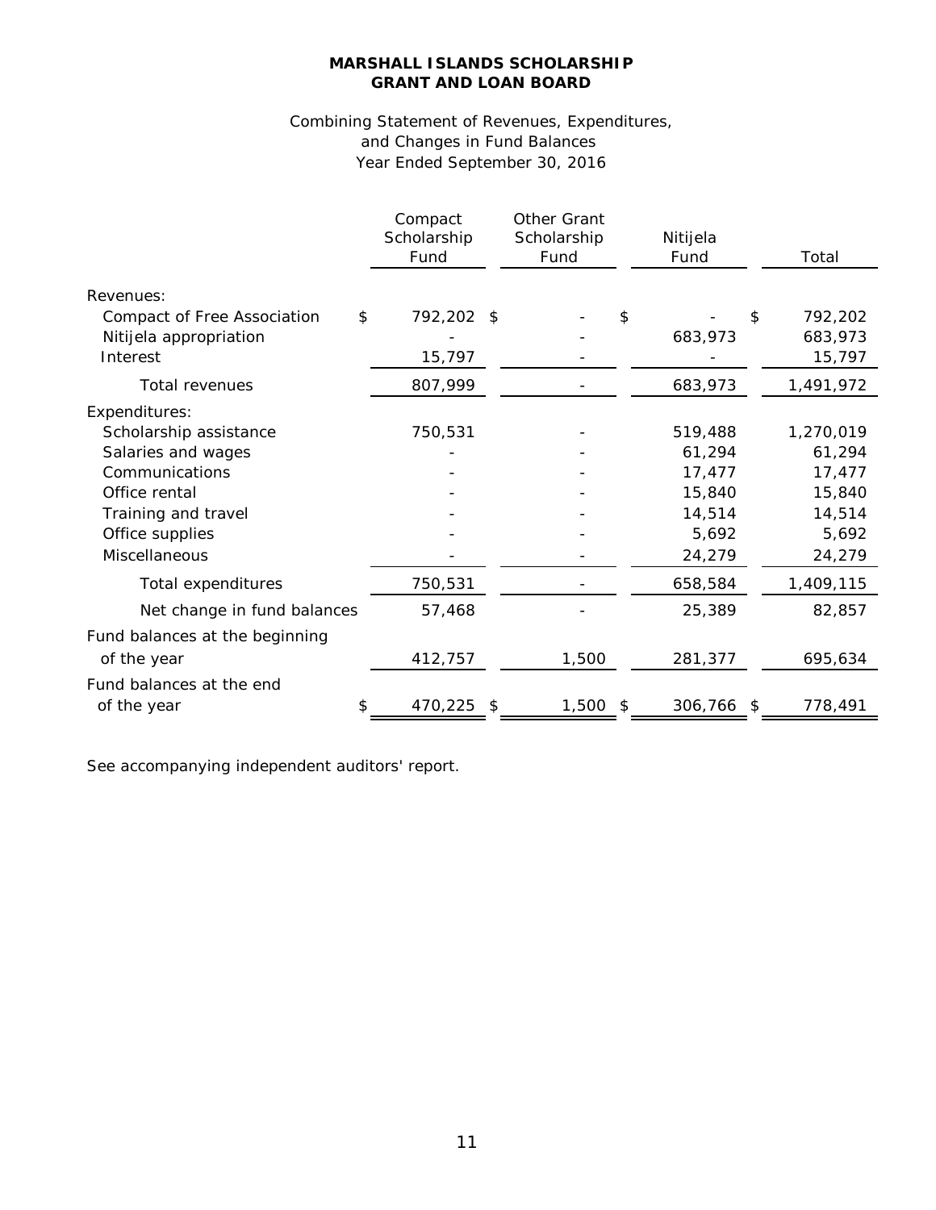**MARSHALL ISLANDS SCHOLARSHIP GRANT AND LOAN BOARD**

Combining Statement of Revenues, Expenditures, and Changes in Fund Balances
Year Ended September 30, 2016

| | Compact Scholarship Fund | Other Grant Scholarship Fund | Nitijela Fund | Total |
|---|---|---|---|---|
| Revenues: | | | | |
| Compact of Free Association | $ 792,202 | $ - | $ - | $ 792,202 |
| Nitijela appropriation | - | - | 683,973 | 683,973 |
| Interest | 15,797 | - | - | 15,797 |
| Total revenues | 807,999 | - | 683,973 | 1,491,972 |
| Expenditures: | | | | |
| Scholarship assistance | 750,531 | - | 519,488 | 1,270,019 |
| Salaries and wages | - | - | 61,294 | 61,294 |
| Communications | - | - | 17,477 | 17,477 |
| Office rental | - | - | 15,840 | 15,840 |
| Training and travel | - | - | 14,514 | 14,514 |
| Office supplies | - | - | 5,692 | 5,692 |
| Miscellaneous | - | - | 24,279 | 24,279 |
| Total expenditures | 750,531 | - | 658,584 | 1,409,115 |
| Net change in fund balances | 57,468 | - | 25,389 | 82,857 |
| Fund balances at the beginning of the year | 412,757 | 1,500 | 281,377 | 695,634 |
| Fund balances at the end of the year | $ 470,225 | $ 1,500 | $ 306,766 | $ 778,491 |

See accompanying independent auditors' report.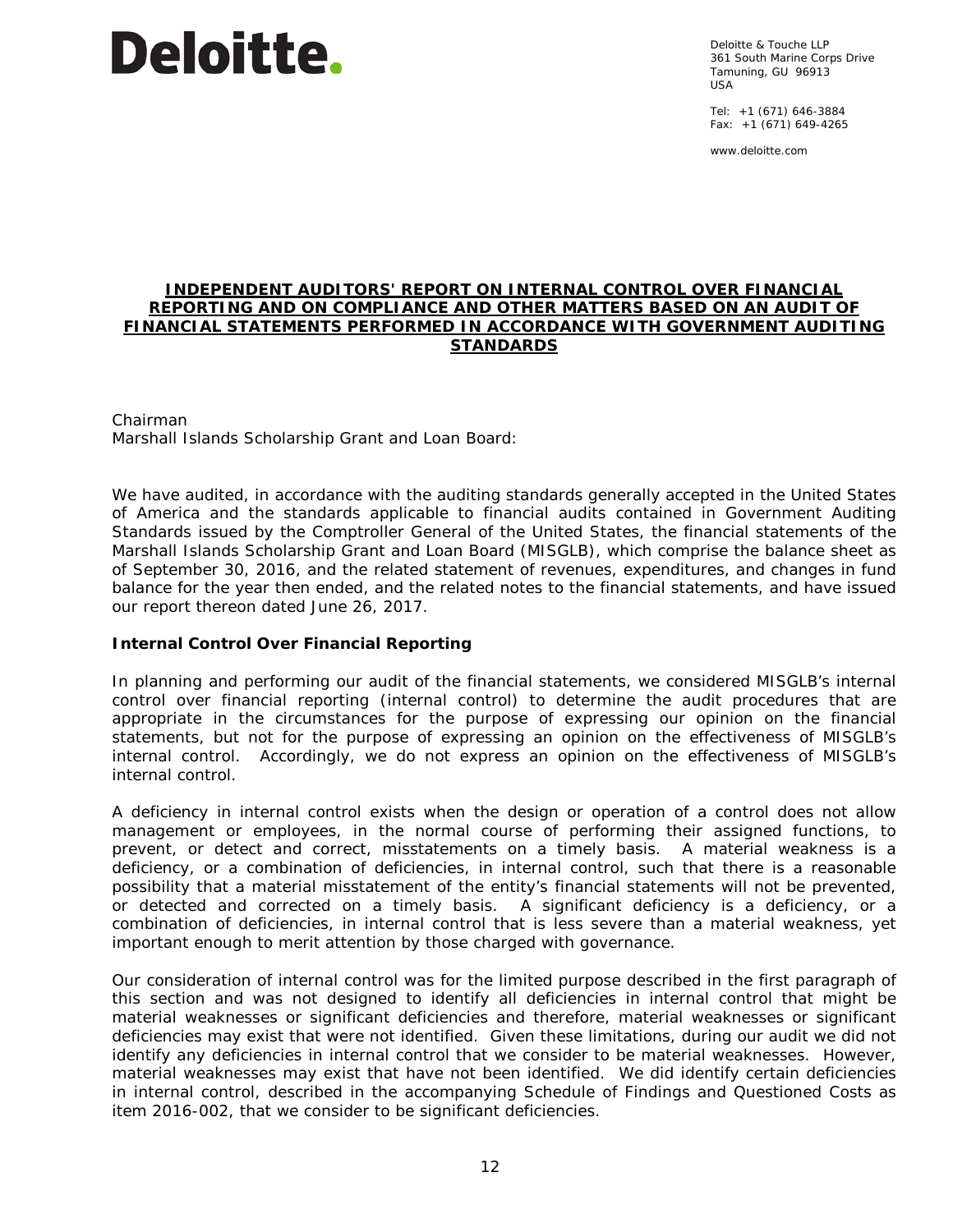# Deloitte.

Deloitte & Touche LLP
361 South Marine Corps Drive
Tamuning, GU 96913
USA

Tel: +1 (671) 646-3884
Fax: +1 (671) 649-4265

www.deloitte.com

## INDEPENDENT AUDITORS' REPORT ON INTERNAL CONTROL OVER FINANCIAL REPORTING AND ON COMPLIANCE AND OTHER MATTERS BASED ON AN AUDIT OF FINANCIAL STATEMENTS PERFORMED IN ACCORDANCE WITH GOVERNMENT AUDITING STANDARDS

Chairman
Marshall Islands Scholarship Grant and Loan Board:

We have audited, in accordance with the auditing standards generally accepted in the United States of America and the standards applicable to financial audits contained in Government Auditing Standards issued by the Comptroller General of the United States, the financial statements of the Marshall Islands Scholarship Grant and Loan Board (MISGLB), which comprise the balance sheet as of September 30, 2016, and the related statement of revenues, expenditures, and changes in fund balance for the year then ended, and the related notes to the financial statements, and have issued our report thereon dated June 26, 2017.

**Internal Control Over Financial Reporting**

In planning and performing our audit of the financial statements, we considered MISGLB's internal control over financial reporting (internal control) to determine the audit procedures that are appropriate in the circumstances for the purpose of expressing our opinion on the financial statements, but not for the purpose of expressing an opinion on the effectiveness of MISGLB's internal control. Accordingly, we do not express an opinion on the effectiveness of MISGLB's internal control.

A deficiency in internal control exists when the design or operation of a control does not allow management or employees, in the normal course of performing their assigned functions, to prevent, or detect and correct, misstatements on a timely basis. A material weakness is a deficiency, or a combination of deficiencies, in internal control, such that there is a reasonable possibility that a material misstatement of the entity's financial statements will not be prevented, or detected and corrected on a timely basis. A significant deficiency is a deficiency, or a combination of deficiencies, in internal control that is less severe than a material weakness, yet important enough to merit attention by those charged with governance.

Our consideration of internal control was for the limited purpose described in the first paragraph of this section and was not designed to identify all deficiencies in internal control that might be material weaknesses or significant deficiencies and therefore, material weaknesses or significant deficiencies may exist that were not identified. Given these limitations, during our audit we did not identify any deficiencies in internal control that we consider to be material weaknesses. However, material weaknesses may exist that have not been identified. We did identify certain deficiencies in internal control, described in the accompanying Schedule of Findings and Questioned Costs as item 2016-002, that we consider to be significant deficiencies.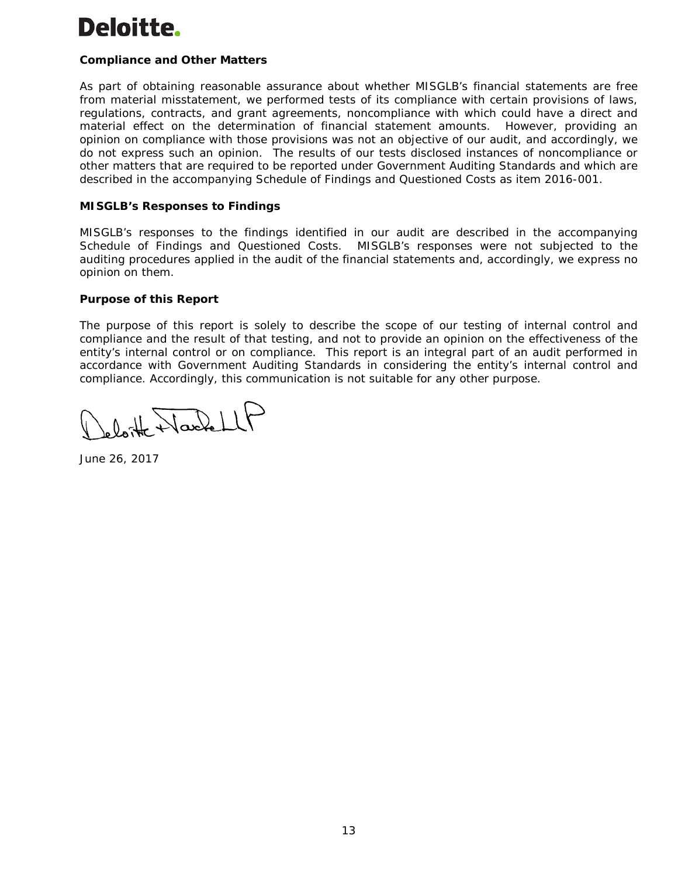Deloitte.

**Compliance and Other Matters**

As part of obtaining reasonable assurance about whether MISGLB's financial statements are free from material misstatement, we performed tests of its compliance with certain provisions of laws, regulations, contracts, and grant agreements, noncompliance with which could have a direct and material effect on the determination of financial statement amounts. However, providing an opinion on compliance with those provisions was not an objective of our audit, and accordingly, we do not express such an opinion. The results of our tests disclosed instances of noncompliance or other matters that are required to be reported under Government Auditing Standards and which are described in the accompanying Schedule of Findings and Questioned Costs as item 2016-001.

**MISGLB's Responses to Findings**

MISGLB's responses to the findings identified in our audit are described in the accompanying Schedule of Findings and Questioned Costs. MISGLB's responses were not subjected to the auditing procedures applied in the audit of the financial statements and, accordingly, we express no opinion on them.

**Purpose of this Report**

The purpose of this report is solely to describe the scope of our testing of internal control and compliance and the result of that testing, and not to provide an opinion on the effectiveness of the entity's internal control or on compliance. This report is an integral part of an audit performed in accordance with Government Auditing Standards in considering the entity's internal control and compliance. Accordingly, this communication is not suitable for any other purpose.

Deloitte & Touche LLP

June 26, 2017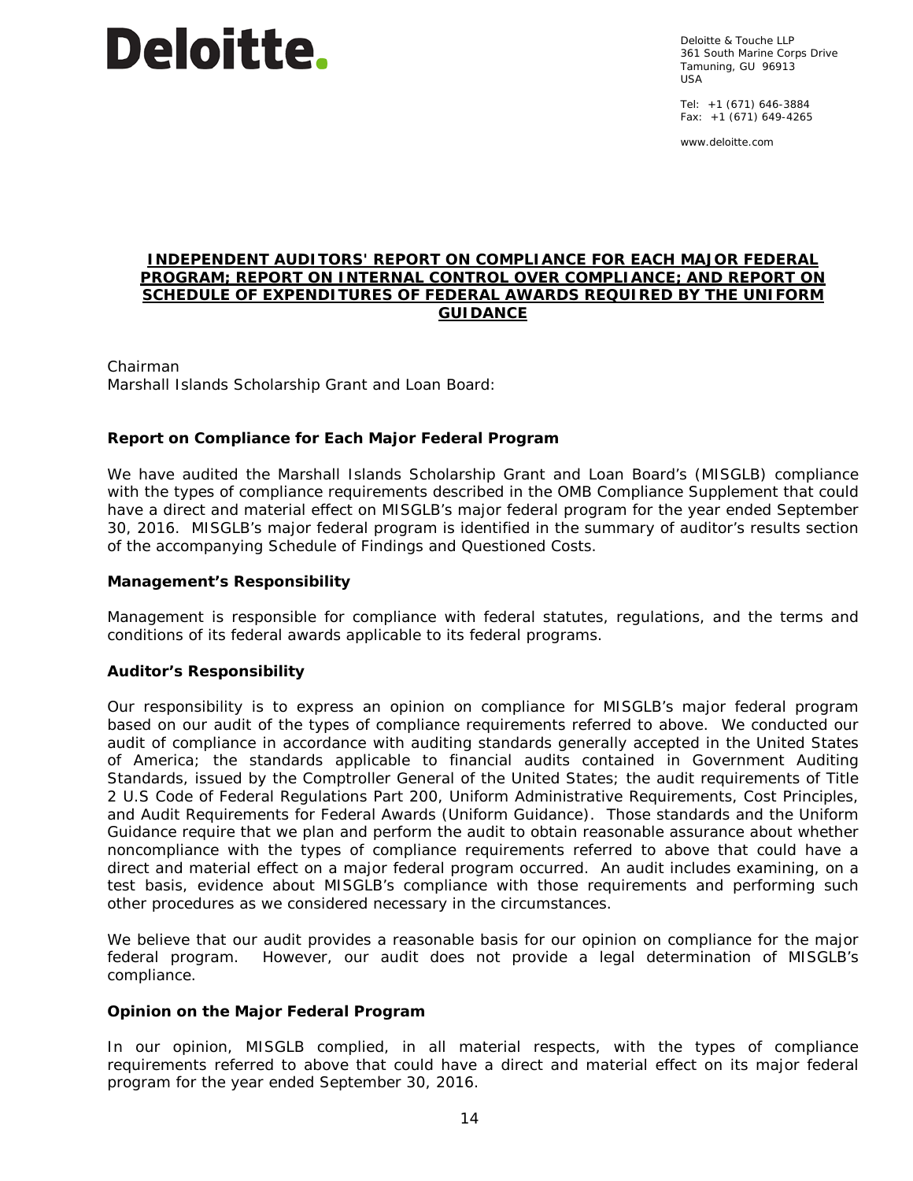Deloitte.

Deloitte & Touche LLP
361 South Marine Corps Drive
Tamuning, GU 96913
USA

Tel: +1 (671) 646-3884
Fax: +1 (671) 649-4265

www.deloitte.com

# INDEPENDENT AUDITORS' REPORT ON COMPLIANCE FOR EACH MAJOR FEDERAL PROGRAM; REPORT ON INTERNAL CONTROL OVER COMPLIANCE; AND REPORT ON SCHEDULE OF EXPENDITURES OF FEDERAL AWARDS REQUIRED BY THE UNIFORM GUIDANCE

Chairman
Marshall Islands Scholarship Grant and Loan Board:

## Report on Compliance for Each Major Federal Program

We have audited the Marshall Islands Scholarship Grant and Loan Board's (MISGLB) compliance with the types of compliance requirements described in the OMB Compliance Supplement that could have a direct and material effect on MISGLB's major federal program for the year ended September 30, 2016. MISGLB's major federal program is identified in the summary of auditor's results section of the accompanying Schedule of Findings and Questioned Costs.

## Management's Responsibility

Management is responsible for compliance with federal statutes, regulations, and the terms and conditions of its federal awards applicable to its federal programs.

## Auditor's Responsibility

Our responsibility is to express an opinion on compliance for MISGLB's major federal program based on our audit of the types of compliance requirements referred to above. We conducted our audit of compliance in accordance with auditing standards generally accepted in the United States of America; the standards applicable to financial audits contained in Government Auditing Standards, issued by the Comptroller General of the United States; the audit requirements of Title 2 U.S Code of Federal Regulations Part 200, Uniform Administrative Requirements, Cost Principles, and Audit Requirements for Federal Awards (Uniform Guidance). Those standards and the Uniform Guidance require that we plan and perform the audit to obtain reasonable assurance about whether noncompliance with the types of compliance requirements referred to above that could have a direct and material effect on a major federal program occurred. An audit includes examining, on a test basis, evidence about MISGLB's compliance with those requirements and performing such other procedures as we considered necessary in the circumstances.

We believe that our audit provides a reasonable basis for our opinion on compliance for the major federal program. However, our audit does not provide a legal determination of MISGLB's compliance.

## Opinion on the Major Federal Program

In our opinion, MISGLB complied, in all material respects, with the types of compliance requirements referred to above that could have a direct and material effect on its major federal program for the year ended September 30, 2016.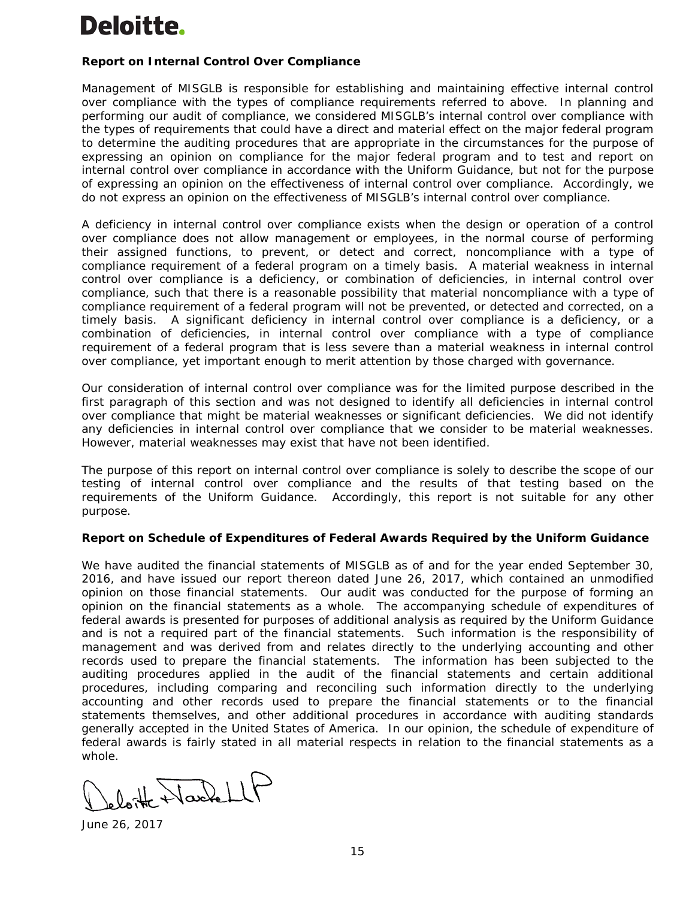**Deloitte.**

**Report on Internal Control Over Compliance**

Management of MISGLB is responsible for establishing and maintaining effective internal control over compliance with the types of compliance requirements referred to above. In planning and performing our audit of compliance, we considered MISGLB's internal control over compliance with the types of requirements that could have a direct and material effect on the major federal program to determine the auditing procedures that are appropriate in the circumstances for the purpose of expressing an opinion on compliance for the major federal program and to test and report on internal control over compliance in accordance with the Uniform Guidance, but not for the purpose of expressing an opinion on the effectiveness of internal control over compliance. Accordingly, we do not express an opinion on the effectiveness of MISGLB's internal control over compliance.

A deficiency in internal control over compliance exists when the design or operation of a control over compliance does not allow management or employees, in the normal course of performing their assigned functions, to prevent, or detect and correct, noncompliance with a type of compliance requirement of a federal program on a timely basis. A material weakness in internal control over compliance is a deficiency, or combination of deficiencies, in internal control over compliance, such that there is a reasonable possibility that material noncompliance with a type of compliance requirement of a federal program will not be prevented, or detected and corrected, on a timely basis. A significant deficiency in internal control over compliance is a deficiency, or a combination of deficiencies, in internal control over compliance with a type of compliance requirement of a federal program that is less severe than a material weakness in internal control over compliance, yet important enough to merit attention by those charged with governance.

Our consideration of internal control over compliance was for the limited purpose described in the first paragraph of this section and was not designed to identify all deficiencies in internal control over compliance that might be material weaknesses or significant deficiencies. We did not identify any deficiencies in internal control over compliance that we consider to be material weaknesses. However, material weaknesses may exist that have not been identified.

The purpose of this report on internal control over compliance is solely to describe the scope of our testing of internal control over compliance and the results of that testing based on the requirements of the Uniform Guidance. Accordingly, this report is not suitable for any other purpose.

**Report on Schedule of Expenditures of Federal Awards Required by the Uniform Guidance**

We have audited the financial statements of MISGLB as of and for the year ended September 30, 2016, and have issued our report thereon dated June 26, 2017, which contained an unmodified opinion on those financial statements. Our audit was conducted for the purpose of forming an opinion on the financial statements as a whole. The accompanying schedule of expenditures of federal awards is presented for purposes of additional analysis as required by the Uniform Guidance and is not a required part of the financial statements. Such information is the responsibility of management and was derived from and relates directly to the underlying accounting and other records used to prepare the financial statements. The information has been subjected to the auditing procedures applied in the audit of the financial statements and certain additional procedures, including comparing and reconciling such information directly to the underlying accounting and other records used to prepare the financial statements or to the financial statements themselves, and other additional procedures in accordance with auditing standards generally accepted in the United States of America. In our opinion, the schedule of expenditure of federal awards is fairly stated in all material respects in relation to the financial statements as a whole.

Deloitte & Touche LLP

June 26, 2017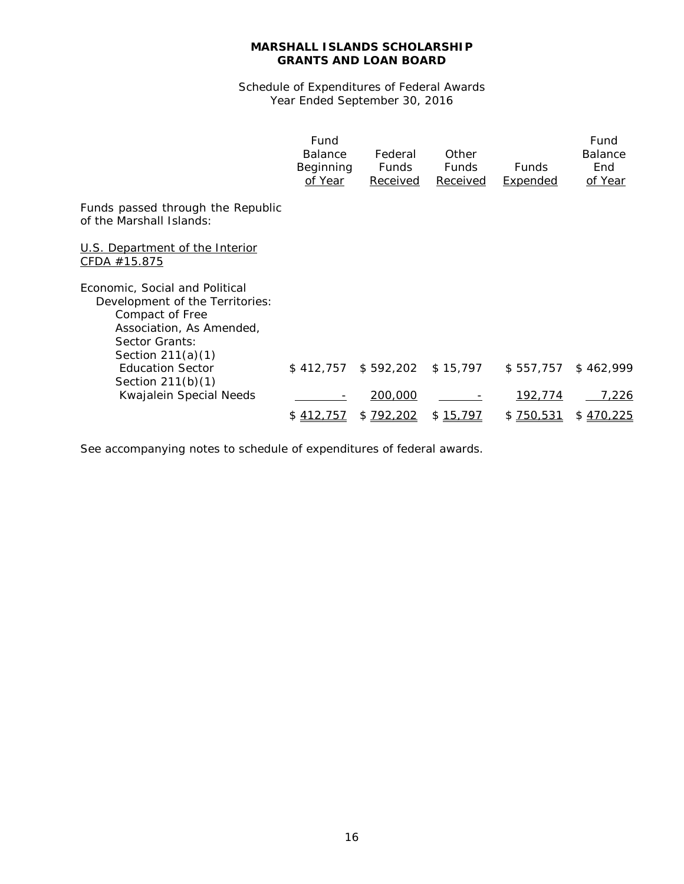**MARSHALL ISLANDS SCHOLARSHIP GRANTS AND LOAN BOARD**

Schedule of Expenditures of Federal Awards
Year Ended September 30, 2016

| | Fund Balance Beginning of Year | Federal Funds Received | Other Funds Received | Funds Expended | Fund Balance End of Year |
|---|---|---|---|---|---|
| Funds passed through the Republic of the Marshall Islands: | | | | | |
| U.S. Department of the Interior CFDA #15.875 | | | | | |
| Economic, Social and Political Development of the Territories: Compact of Free Association, As Amended, Sector Grants: | | | | | |
| Section 211(a)(1) Education Sector | $ 412,757 | $ 592,202 | $ 15,797 | $ 557,757 | $ 462,999 |
| Section 211(b)(1) Kwajalein Special Needs | - | 200,000 | - | 192,774 | 7,226 |
| | $ 412,757 | $ 792,202 | $ 15,797 | $ 750,531 | $ 470,225 |

See accompanying notes to schedule of expenditures of federal awards.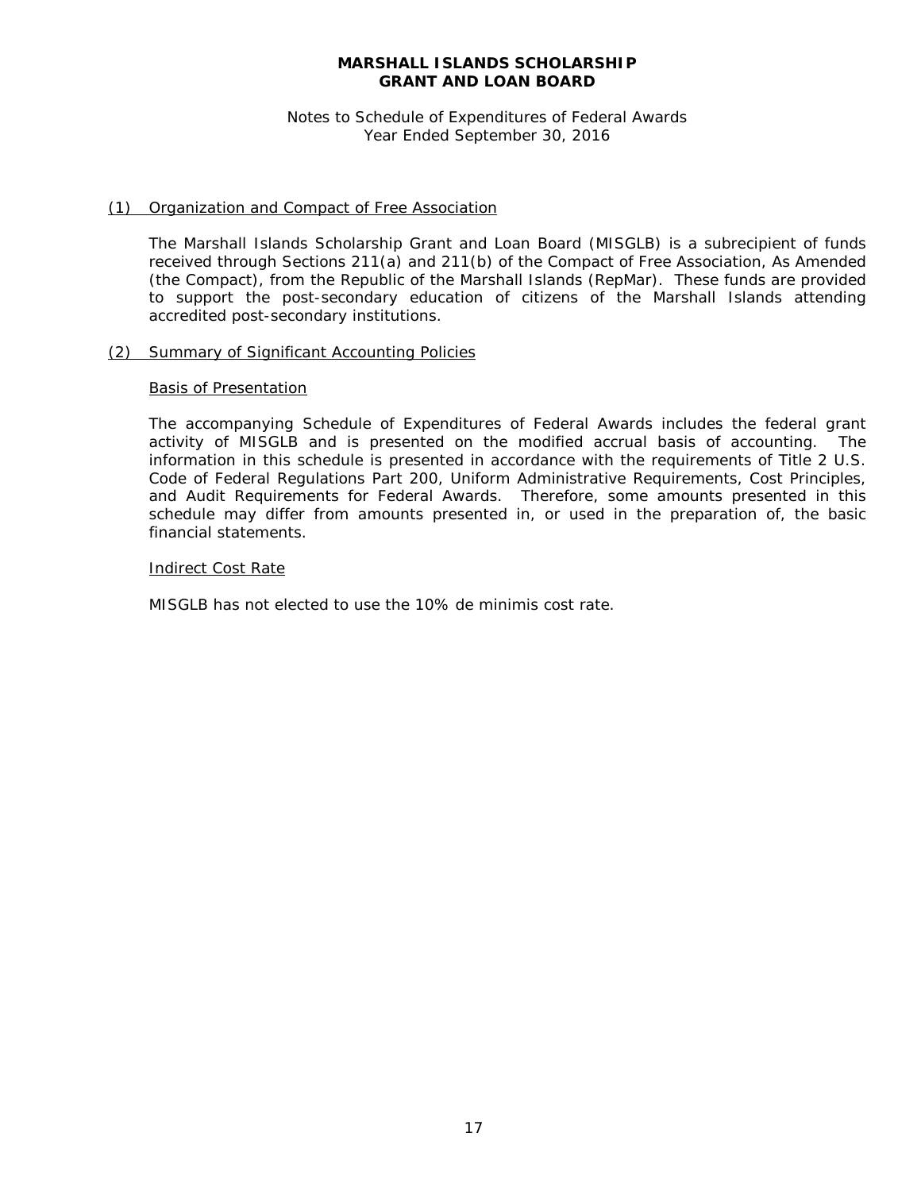**MARSHALL ISLANDS SCHOLARSHIP**
**GRANT AND LOAN BOARD**

Notes to Schedule of Expenditures of Federal Awards
Year Ended September 30, 2016

## (1) Organization and Compact of Free Association

The Marshall Islands Scholarship Grant and Loan Board (MISGLB) is a subrecipient of funds received through Sections 211(a) and 211(b) of the Compact of Free Association, As Amended (the Compact), from the Republic of the Marshall Islands (RepMar). These funds are provided to support the post-secondary education of citizens of the Marshall Islands attending accredited post-secondary institutions.

## (2) Summary of Significant Accounting Policies

### Basis of Presentation

The accompanying Schedule of Expenditures of Federal Awards includes the federal grant activity of MISGLB and is presented on the modified accrual basis of accounting. The information in this schedule is presented in accordance with the requirements of Title 2 U.S. Code of Federal Regulations Part 200, Uniform Administrative Requirements, Cost Principles, and Audit Requirements for Federal Awards. Therefore, some amounts presented in this schedule may differ from amounts presented in, or used in the preparation of, the basic financial statements.

### Indirect Cost Rate

MISGLB has not elected to use the 10% de minimis cost rate.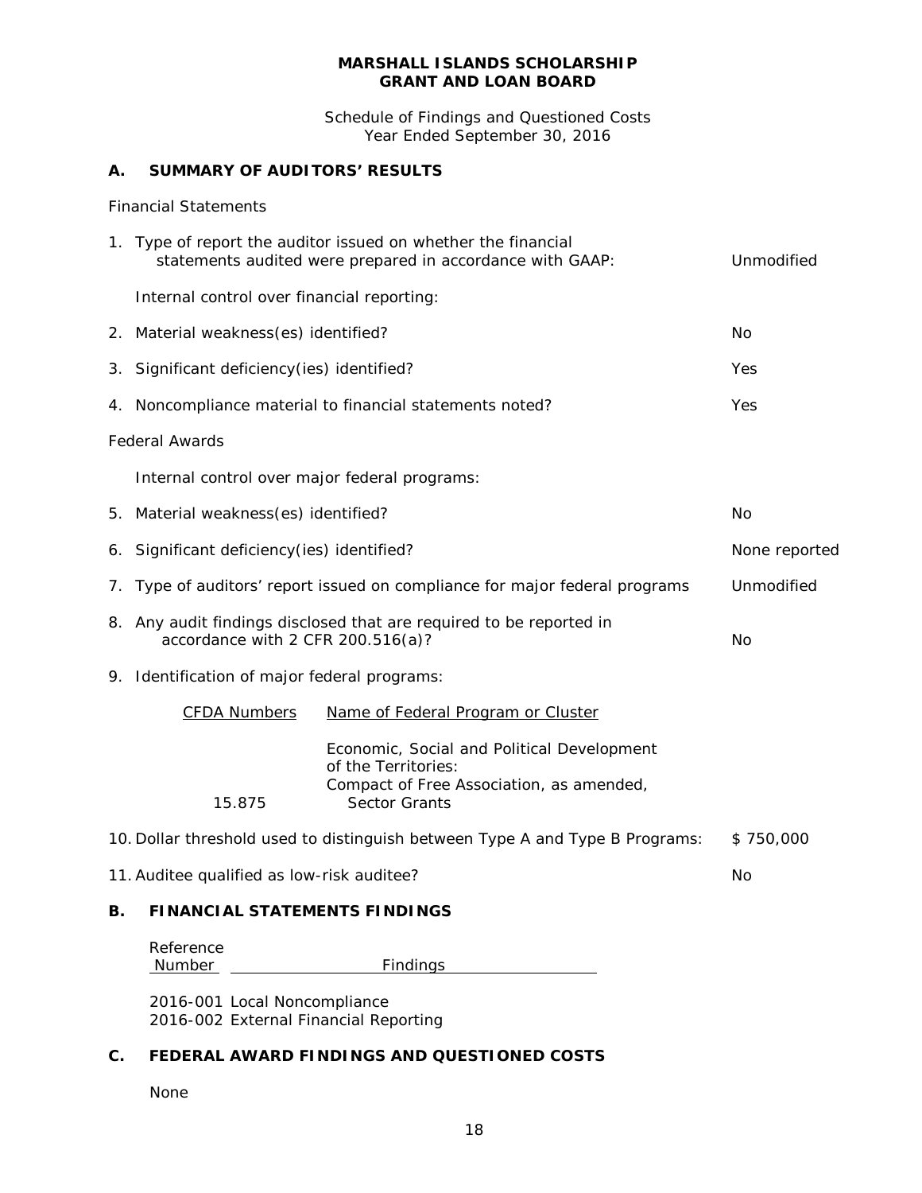**MARSHALL ISLANDS SCHOLARSHIP**
**GRANT AND LOAN BOARD**

Schedule of Findings and Questioned Costs
Year Ended September 30, 2016

## A. SUMMARY OF AUDITORS' RESULTS

Financial Statements

| | | |
|---|---|---|
| 1. | Type of report the auditor issued on whether the financial statements audited were prepared in accordance with GAAP: | Unmodified |
| | Internal control over financial reporting: | |
| 2. | Material weakness(es) identified? | No |
| 3. | Significant deficiency(ies) identified? | Yes |
| 4. | Noncompliance material to financial statements noted? | Yes |

Federal Awards

| | | |
|---|---|---|
| | Internal control over major federal programs: | |
| 5. | Material weakness(es) identified? | No |
| 6. | Significant deficiency(ies) identified? | None reported |
| 7. | Type of auditors' report issued on compliance for major federal programs | Unmodified |
| 8. | Any audit findings disclosed that are required to be reported in accordance with 2 CFR 200.516(a)? | No |
| 9. | Identification of major federal programs: | |

| CFDA Numbers | Name of Federal Program or Cluster |
|---|---|
| | Economic, Social and Political Development of the Territories: |
| 15.875 | Compact of Free Association, as amended, Sector Grants |

| | | |
|---|---|---|
| 10. | Dollar threshold used to distinguish between Type A and Type B Programs: | $ 750,000 |
| 11. | Auditee qualified as low-risk auditee? | No |

## B. FINANCIAL STATEMENTS FINDINGS

| Reference Number | Findings |
|---|---|
| 2016-001 | Local Noncompliance |
| 2016-002 | External Financial Reporting |

## C. FEDERAL AWARD FINDINGS AND QUESTIONED COSTS

None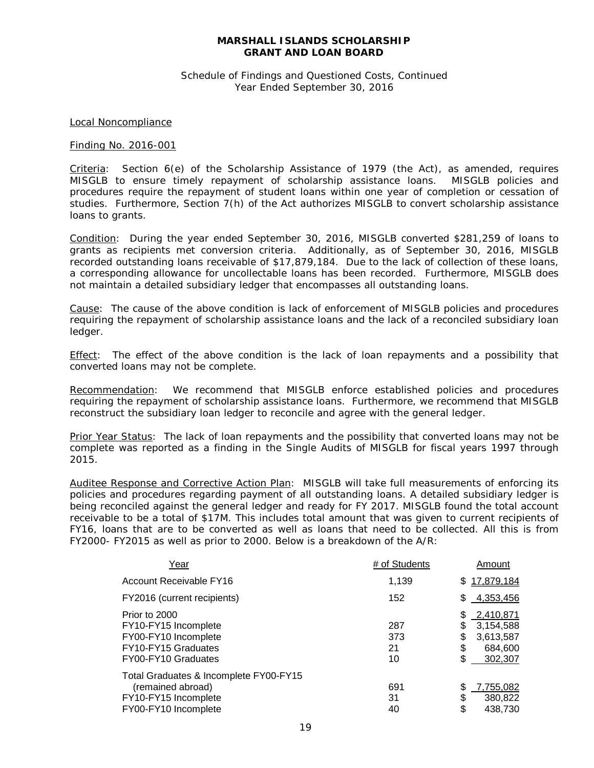**MARSHALL ISLANDS SCHOLARSHIP GRANT AND LOAN BOARD**

Schedule of Findings and Questioned Costs, Continued
Year Ended September 30, 2016

Local Noncompliance

Finding No. 2016-001

Criteria: Section 6(e) of the Scholarship Assistance of 1979 (the Act), as amended, requires MISGLB to ensure timely repayment of scholarship assistance loans. MISGLB policies and procedures require the repayment of student loans within one year of completion or cessation of studies. Furthermore, Section 7(h) of the Act authorizes MISGLB to convert scholarship assistance loans to grants.

Condition: During the year ended September 30, 2016, MISGLB converted $281,259 of loans to grants as recipients met conversion criteria. Additionally, as of September 30, 2016, MISGLB recorded outstanding loans receivable of $17,879,184. Due to the lack of collection of these loans, a corresponding allowance for uncollectable loans has been recorded. Furthermore, MISGLB does not maintain a detailed subsidiary ledger that encompasses all outstanding loans.

Cause: The cause of the above condition is lack of enforcement of MISGLB policies and procedures requiring the repayment of scholarship assistance loans and the lack of a reconciled subsidiary loan ledger.

Effect: The effect of the above condition is the lack of loan repayments and a possibility that converted loans may not be complete.

Recommendation: We recommend that MISGLB enforce established policies and procedures requiring the repayment of scholarship assistance loans. Furthermore, we recommend that MISGLB reconstruct the subsidiary loan ledger to reconcile and agree with the general ledger.

Prior Year Status: The lack of loan repayments and the possibility that converted loans may not be complete was reported as a finding in the Single Audits of MISGLB for fiscal years 1997 through 2015.

Auditee Response and Corrective Action Plan: MISGLB will take full measurements of enforcing its policies and procedures regarding payment of all outstanding loans. A detailed subsidiary ledger is being reconciled against the general ledger and ready for FY 2017. MISGLB found the total account receivable to be a total of $17M. This includes total amount that was given to current recipients of FY16, loans that are to be converted as well as loans that need to be collected. All this is from FY2000- FY2015 as well as prior to 2000. Below is a breakdown of the A/R:

| Year | # of Students | Amount |
|---|---|---|
| Account Receivable FY16 | 1,139 | $ 17,879,184 |
| FY2016 (current recipients) | 152 | $ 4,353,456 |
| Prior to 2000 | | $ 2,410,871 |
| FY10-FY15 Incomplete | 287 | $ 3,154,588 |
| FY00-FY10 Incomplete | 373 | $ 3,613,587 |
| FY10-FY15 Graduates | 21 | $ 684,600 |
| FY00-FY10 Graduates | 10 | $ 302,307 |
| Total Graduates & Incomplete FY00-FY15 (remained abroad) | 691 | $ 7,755,082 |
| FY10-FY15 Incomplete | 31 | $ 380,822 |
| FY00-FY10 Incomplete | 40 | $ 438,730 |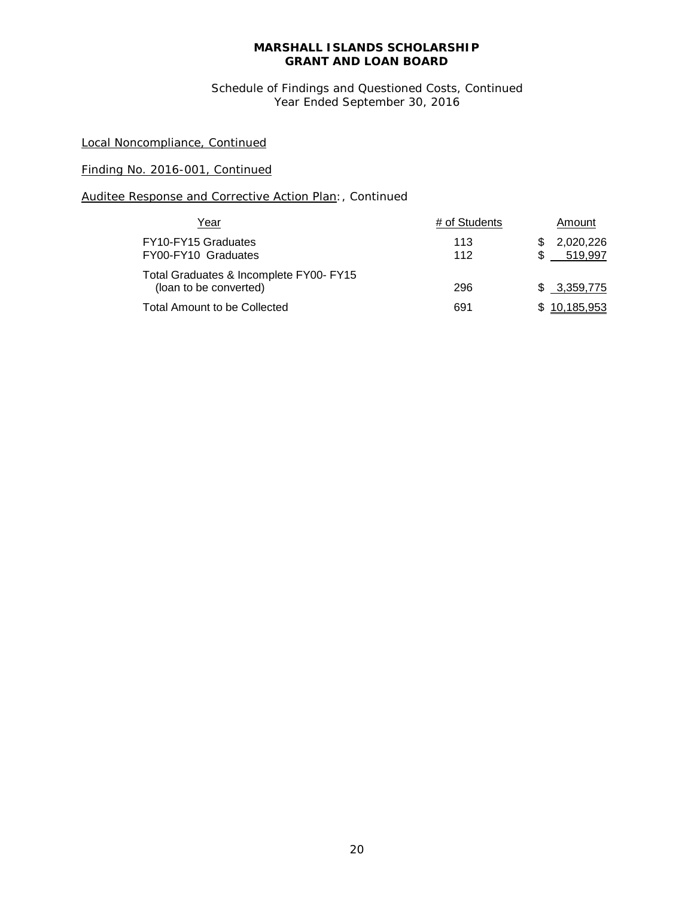**MARSHALL ISLANDS SCHOLARSHIP GRANT AND LOAN BOARD**

Schedule of Findings and Questioned Costs, Continued
Year Ended September 30, 2016

Local Noncompliance, Continued

Finding No. 2016-001, Continued

Auditee Response and Corrective Action Plan:, Continued

| Year | # of Students | Amount |
|---|---|---|
| FY10-FY15 Graduates | 113 | $ 2,020,226 |
| FY00-FY10 Graduates | 112 | $ 519,997 |
| Total Graduates & Incomplete FY00- FY15 (loan to be converted) | 296 | $ 3,359,775 |
| Total Amount to be Collected | 691 | $ 10,185,953 |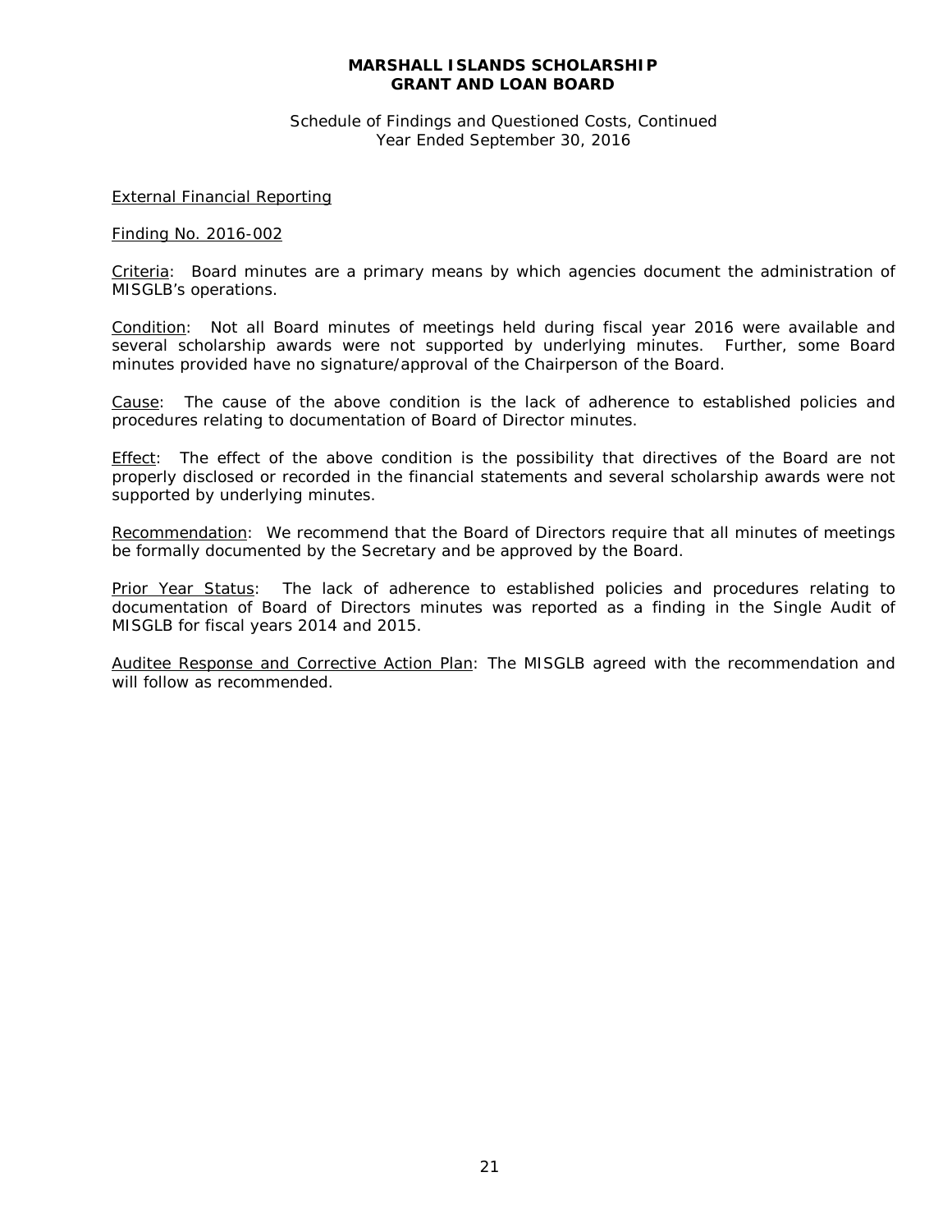**MARSHALL ISLANDS SCHOLARSHIP GRANT AND LOAN BOARD**

Schedule of Findings and Questioned Costs, Continued
Year Ended September 30, 2016

External Financial Reporting

Finding No. 2016-002

Criteria: Board minutes are a primary means by which agencies document the administration of MISGLB's operations.

Condition: Not all Board minutes of meetings held during fiscal year 2016 were available and several scholarship awards were not supported by underlying minutes. Further, some Board minutes provided have no signature/approval of the Chairperson of the Board.

Cause: The cause of the above condition is the lack of adherence to established policies and procedures relating to documentation of Board of Director minutes.

Effect: The effect of the above condition is the possibility that directives of the Board are not properly disclosed or recorded in the financial statements and several scholarship awards were not supported by underlying minutes.

Recommendation: We recommend that the Board of Directors require that all minutes of meetings be formally documented by the Secretary and be approved by the Board.

Prior Year Status: The lack of adherence to established policies and procedures relating to documentation of Board of Directors minutes was reported as a finding in the Single Audit of MISGLB for fiscal years 2014 and 2015.

Auditee Response and Corrective Action Plan: The MISGLB agreed with the recommendation and will follow as recommended.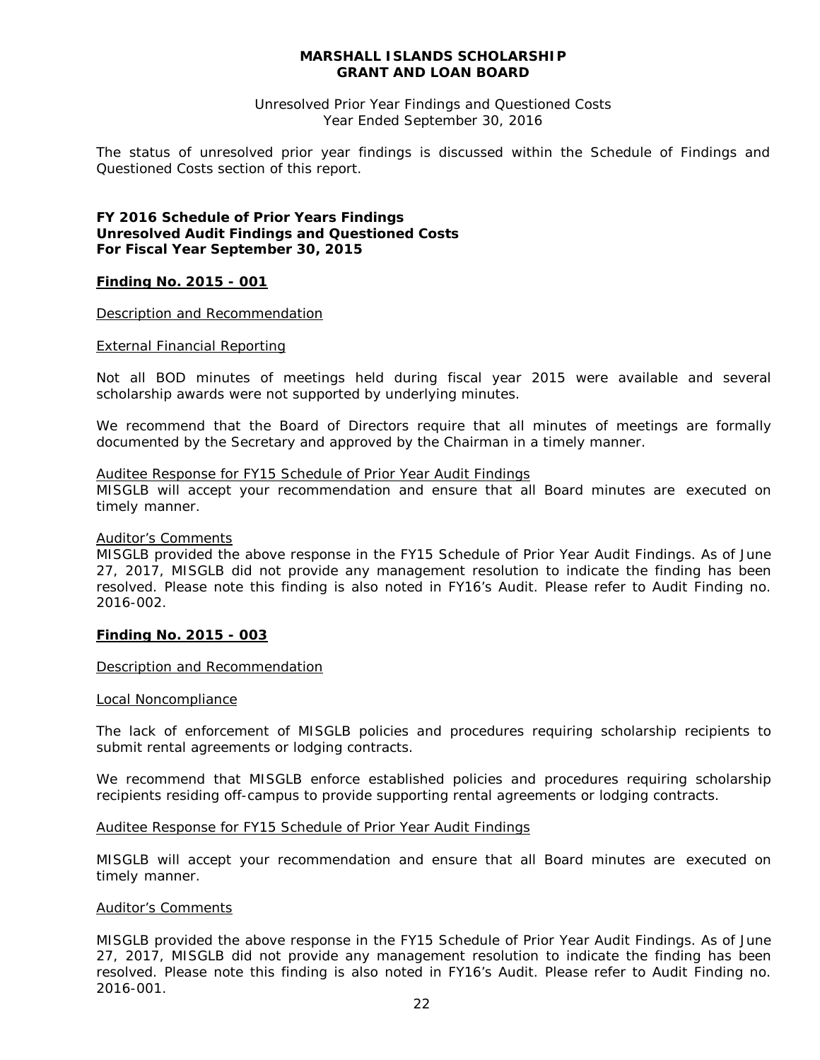**MARSHALL ISLANDS SCHOLARSHIP**
**GRANT AND LOAN BOARD**

Unresolved Prior Year Findings and Questioned Costs
Year Ended September 30, 2016

The status of unresolved prior year findings is discussed within the Schedule of Findings and Questioned Costs section of this report.

**FY 2016 Schedule of Prior Years Findings**
**Unresolved Audit Findings and Questioned Costs**
**For Fiscal Year September 30, 2015**

**Finding No. 2015 - 001**

Description and Recommendation

External Financial Reporting

Not all BOD minutes of meetings held during fiscal year 2015 were available and several scholarship awards were not supported by underlying minutes.

We recommend that the Board of Directors require that all minutes of meetings are formally documented by the Secretary and approved by the Chairman in a timely manner.

Auditee Response for FY15 Schedule of Prior Year Audit Findings
MISGLB will accept your recommendation and ensure that all Board minutes are executed on timely manner.

Auditor's Comments
MISGLB provided the above response in the FY15 Schedule of Prior Year Audit Findings. As of June 27, 2017, MISGLB did not provide any management resolution to indicate the finding has been resolved. Please note this finding is also noted in FY16's Audit. Please refer to Audit Finding no. 2016-002.

**Finding No. 2015 - 003**

Description and Recommendation

Local Noncompliance

The lack of enforcement of MISGLB policies and procedures requiring scholarship recipients to submit rental agreements or lodging contracts.

We recommend that MISGLB enforce established policies and procedures requiring scholarship recipients residing off-campus to provide supporting rental agreements or lodging contracts.

Auditee Response for FY15 Schedule of Prior Year Audit Findings

MISGLB will accept your recommendation and ensure that all Board minutes are executed on timely manner.

Auditor's Comments

MISGLB provided the above response in the FY15 Schedule of Prior Year Audit Findings. As of June 27, 2017, MISGLB did not provide any management resolution to indicate the finding has been resolved. Please note this finding is also noted in FY16's Audit. Please refer to Audit Finding no. 2016-001.